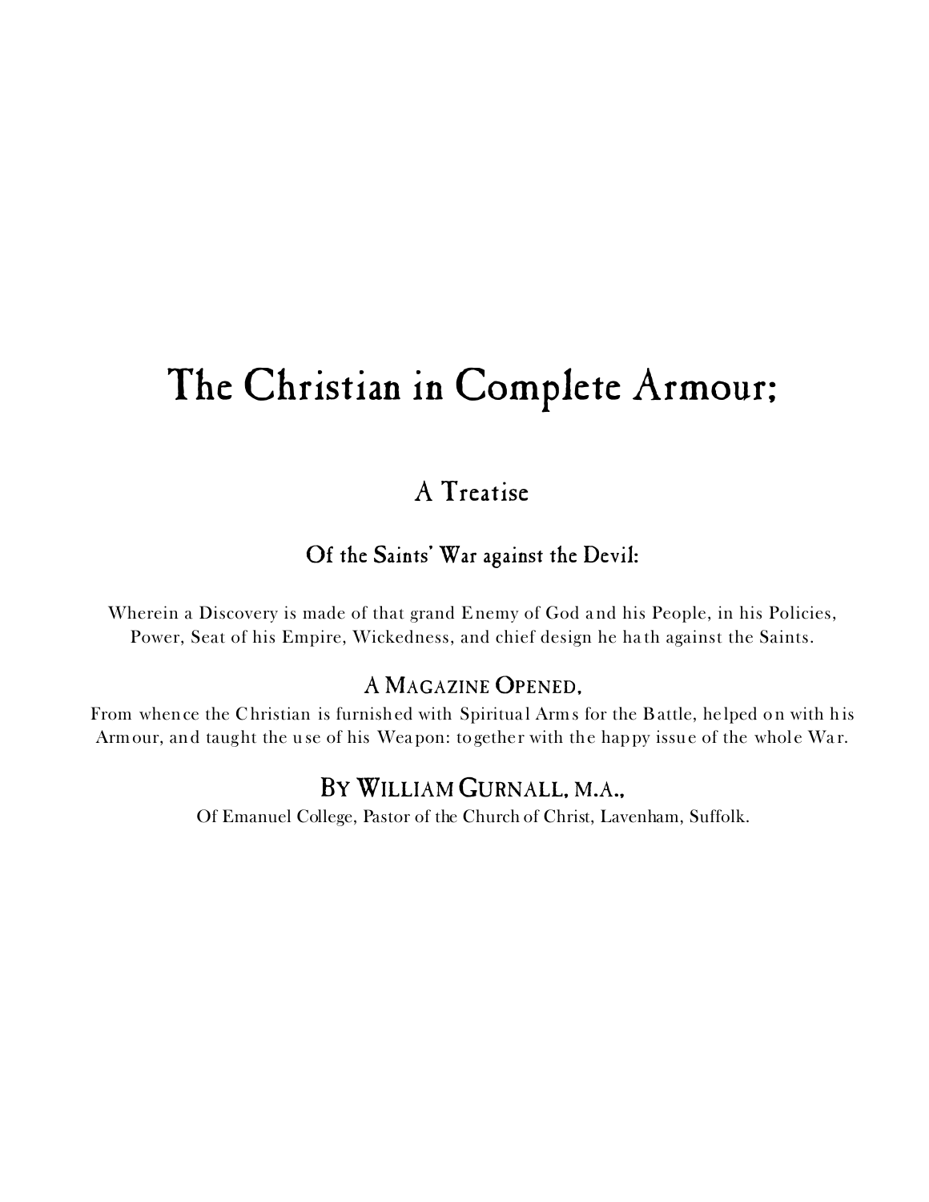# The Christian in Complete Armour;

## A Treatise

### Of the Saints' War against the Devil:

Wherein a Discovery is made of that grand Enemy of God and his People, in his Policies, Power, Seat of his Empire, Wickedness, and chief design he hath against the Saints.

### A Magazine Opened,

From whence the Christian is furnished with Spiritual Arms for the Battle, helped on with his Armour, and taught the use of his Weapon: together with the happy issue of the whole War.

### By William Gurnall, M.A.,

Of Emanuel College, Pastor of the Church of Christ, Lavenham, Suffolk.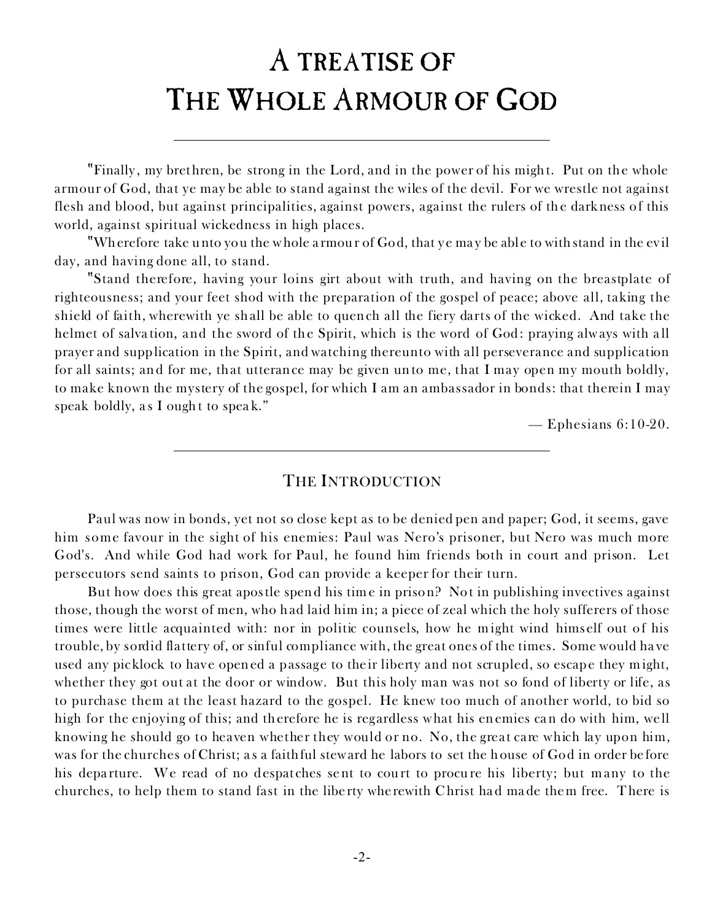# A TREATISE OF THE WHOLE ARMOUR OF GOD

---

"Finally, my brethren, be strong in the Lord, and in the power of his might. Put on the whole armour of God, that ye may be able to stand against the wiles of the devil. For we wrestle not against flesh and blood, but against principalities, against powers, against the rulers of the darkness of this world, against spiritual wickedness in high places.

"Wherefore take unto you the whole armour of God, that ye may be able to withstand in the evil day, and having done all, to stand.

"Stand therefore, having your loins girt about with truth, and having on the breastplate of righteousness; and your feet shod with the preparation of the gospel of peace; above all, taking the shield of faith, wherewith ye shall be able to quench all the fiery darts of the wicked. And take the helmet of salvation, and the sword of the Spirit, which is the word of God: praying always with all prayer and supplication in the Spirit, and watching thereunto with all perseverance and supplication for all saints; and for me, that utterance may be given unto me, that I may open my mouth boldly, to make known the mystery of the gospel, for which I am an ambassador in bonds: that therein I may speak boldly, as I ought to speak."

— Ephesians 6:10-20.

---

## THE INTRODUCTION

Paul was now in bonds, yet not so close kept as to be denied pen and paper; God, it seems, gave him some favour in the sight of his enemies: Paul was Nero's prisoner, but Nero was much more God's. And while God had work for Paul, he found him friends both in court and prison. Let persecutors send saints to prison, God can provide a keeper for their turn.

But how does this great apostle spend his time in prison? Not in publishing invectives against those, though the worst of men, who had laid him in; a piece of zeal which the holy sufferers of those times were little acquainted with: nor in politic counsels, how he might wind himself out of his trouble, by sordid flattery of, or sinful compliance with, the great ones of the times. Some would have used any picklock to have opened a passage to their liberty and not scrupled, so escape they might, whether they got out at the door or window. But this holy man was not so fond of liberty or life, as to purchase them at the least hazard to the gospel. He knew too much of another world, to bid so high for the enjoying of this; and therefore he is regardless what his enemies can do with him, well knowing he should go to heaven whether they would or no. No, the great care which lay upon him, was for the churches of Christ; as a faithful steward he labors to set the house of God in order before his departure. We read of no despatches sent to court to procure his liberty; but many to the churches, to help them to stand fast in the liberty wherewith Christ had made them free. There is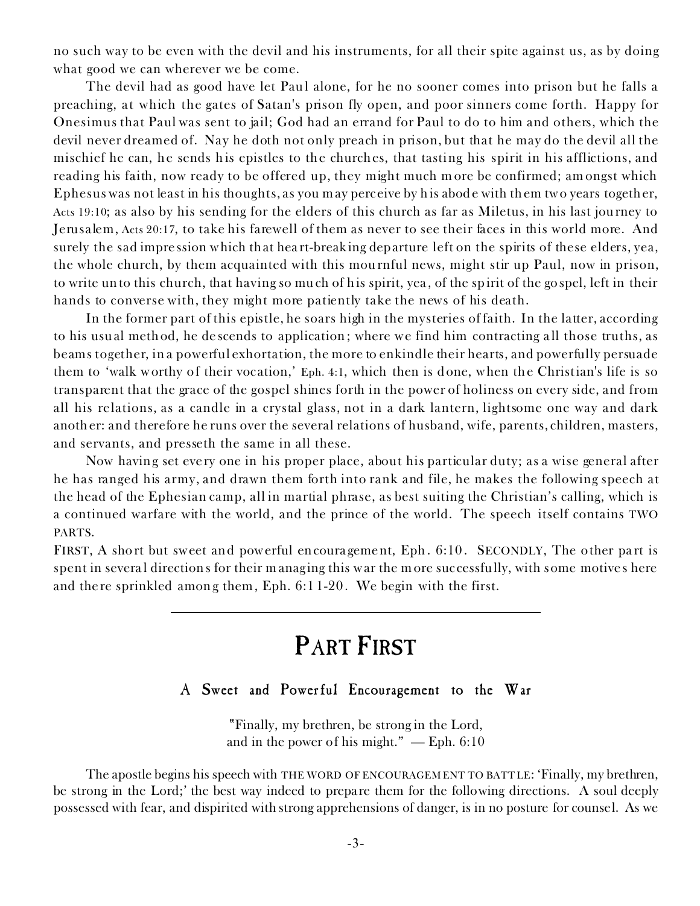no such way to be even with the devil and his instruments, for all their spite against us, as by doing what good we can wherever we be come.

The devil had as good have let Paul alone, for he no sooner comes into prison but he falls a preaching, at which the gates of Satan's prison fly open, and poor sinners come forth. Happy for Onesimus that Paul was sent to jail; God had an errand for Paul to do to him and others, which the devil never dreamed of. Nay he doth not only preach in prison, but that he may do the devil all the mischief he can, he sends his epistles to the churches, that tasting his spirit in his afflictions, and reading his faith, now ready to be offered up, they might much more be confirmed; amongst which Ephesus was not least in his thoughts, as you may perceive by his abode with them two years together, Acts 19:10; as also by his sending for the elders of this church as far as Miletus, in his last journey to Jerusalem, Acts 20:17, to take his farewell of them as never to see their faces in this world more. And surely the sad impression which that heart-breaking departure left on the spirits of these elders, yea, the whole church, by them acquainted with this mournful news, might stir up Paul, now in prison, to write unto this church, that having so much of his spirit, yea, of the spirit of the gospel, left in their hands to converse with, they might more patiently take the news of his death.

In the former part of this epistle, he soars high in the mysteries of faith. In the latter, according to his usual method, he descends to application; where we find him contracting all those truths, as beams together, in a powerful exhortation, the more to enkindle their hearts, and powerfully persuade them to 'walk worthy of their vocation,' Eph. 4:1, which then is done, when the Christian's life is so transparent that the grace of the gospel shines forth in the power of holiness on every side, and from all his relations, as a candle in a crystal glass, not in a dark lantern, lightsome one way and dark another: and therefore he runs over the several relations of husband, wife, parents, children, masters, and servants, and presseth the same in all these.

Now having set every one in his proper place, about his particular duty; as a wise general after he has ranged his army, and drawn them forth into rank and file, he makes the following speech at the head of the Ephesian camp, all in martial phrase, as best suiting the Christian's calling, which is a continued warfare with the world, and the prince of the world. The speech itself contains TWO PARTS.

FIRST, A short but sweet and powerful encouragement, Eph. 6:10. SECONDLY, The other part is spent in several directions for their managing this war the more successfully, with some motives here and there sprinkled among them, Eph. 6:11-20. We begin with the first.

---

# PART FIRST

## A Sweet and Powerful Encouragement to the War

"Finally, my brethren, be strong in the Lord,
and in the power of his might." — Eph. 6:10

The apostle begins his speech with THE WORD OF ENCOURAGEMENT TO BATTLE: 'Finally, my brethren, be strong in the Lord;' the best way indeed to prepare them for the following directions. A soul deeply possessed with fear, and dispirited with strong apprehensions of danger, is in no posture for counsel. As we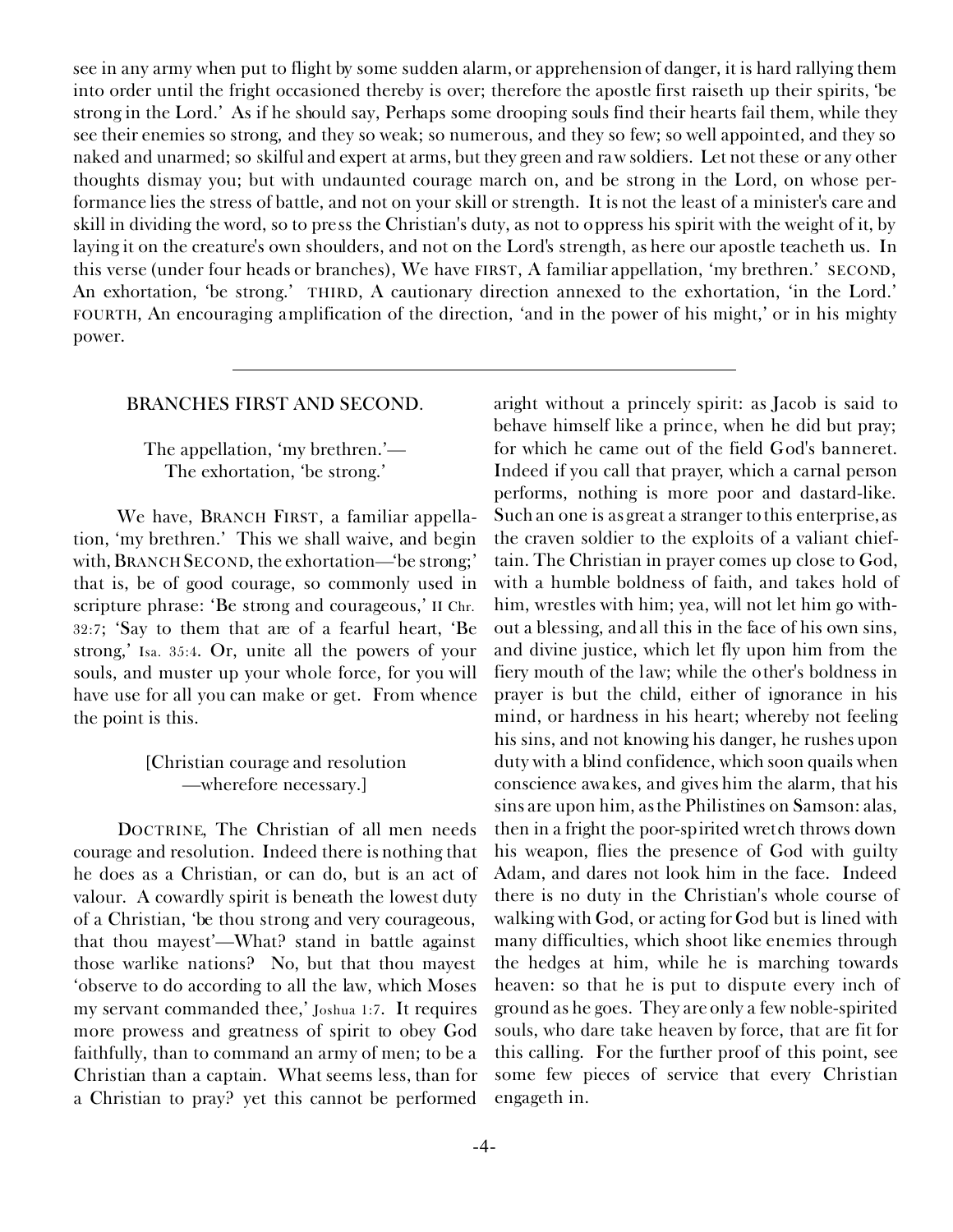see in any army when put to flight by some sudden alarm, or apprehension of danger, it is hard rallying them into order until the fright occasioned thereby is over; therefore the apostle first raiseth up their spirits, 'be strong in the Lord.' As if he should say, Perhaps some drooping souls find their hearts fail them, while they see their enemies so strong, and they so weak; so numerous, and they so few; so well appointed, and they so naked and unarmed; so skilful and expert at arms, but they green and raw soldiers. Let not these or any other thoughts dismay you; but with undaunted courage march on, and be strong in the Lord, on whose performance lies the stress of battle, and not on your skill or strength. It is not the least of a minister's care and skill in dividing the word, so to press the Christian's duty, as not to oppress his spirit with the weight of it, by laying it on the creature's own shoulders, and not on the Lord's strength, as here our apostle teacheth us. In this verse (under four heads or branches), We have FIRST, A familiar appellation, 'my brethren.' SECOND, An exhortation, 'be strong.' THIRD, A cautionary direction annexed to the exhortation, 'in the Lord.' FOURTH, An encouraging amplification of the direction, 'and in the power of his might,' or in his mighty power.

---

## BRANCHES FIRST AND SECOND.

The appellation, 'my brethren.'—
The exhortation, 'be strong.'

We have, BRANCH FIRST, a familiar appellation, 'my brethren.' This we shall waive, and begin with, BRANCH SECOND, the exhortation—'be strong;' that is, be of good courage, so commonly used in scripture phrase: 'Be strong and courageous,' II Chr. 32:7; 'Say to them that are of a fearful heart, 'Be strong,' Isa. 35:4. Or, unite all the powers of your souls, and muster up your whole force, for you will have use for all you can make or get. From whence the point is this.

[Christian courage and resolution —wherefore necessary.]

DOCTRINE, The Christian of all men needs courage and resolution. Indeed there is nothing that he does as a Christian, or can do, but is an act of valour. A cowardly spirit is beneath the lowest duty of a Christian, 'be thou strong and very courageous, that thou mayest'—What? stand in battle against those warlike nations? No, but that thou mayest 'observe to do according to all the law, which Moses my servant commanded thee,' Joshua 1:7. It requires more prowess and greatness of spirit to obey God faithfully, than to command an army of men; to be a Christian than a captain. What seems less, than for a Christian to pray? yet this cannot be performed aright without a princely spirit: as Jacob is said to behave himself like a prince, when he did but pray; for which he came out of the field God's banneret. Indeed if you call that prayer, which a carnal person performs, nothing is more poor and dastard-like. Such an one is as great a stranger to this enterprise, as the craven soldier to the exploits of a valiant chieftain. The Christian in prayer comes up close to God, with a humble boldness of faith, and takes hold of him, wrestles with him; yea, will not let him go without a blessing, and all this in the face of his own sins, and divine justice, which let fly upon him from the fiery mouth of the law; while the other's boldness in prayer is but the child, either of ignorance in his mind, or hardness in his heart; whereby not feeling his sins, and not knowing his danger, he rushes upon duty with a blind confidence, which soon quails when conscience awakes, and gives him the alarm, that his sins are upon him, as the Philistines on Samson: alas, then in a fright the poor-spirited wretch throws down his weapon, flies the presence of God with guilty Adam, and dares not look him in the face. Indeed there is no duty in the Christian's whole course of walking with God, or acting for God but is lined with many difficulties, which shoot like enemies through the hedges at him, while he is marching towards heaven: so that he is put to dispute every inch of ground as he goes. They are only a few noble-spirited souls, who dare take heaven by force, that are fit for this calling. For the further proof of this point, see some few pieces of service that every Christian engageth in.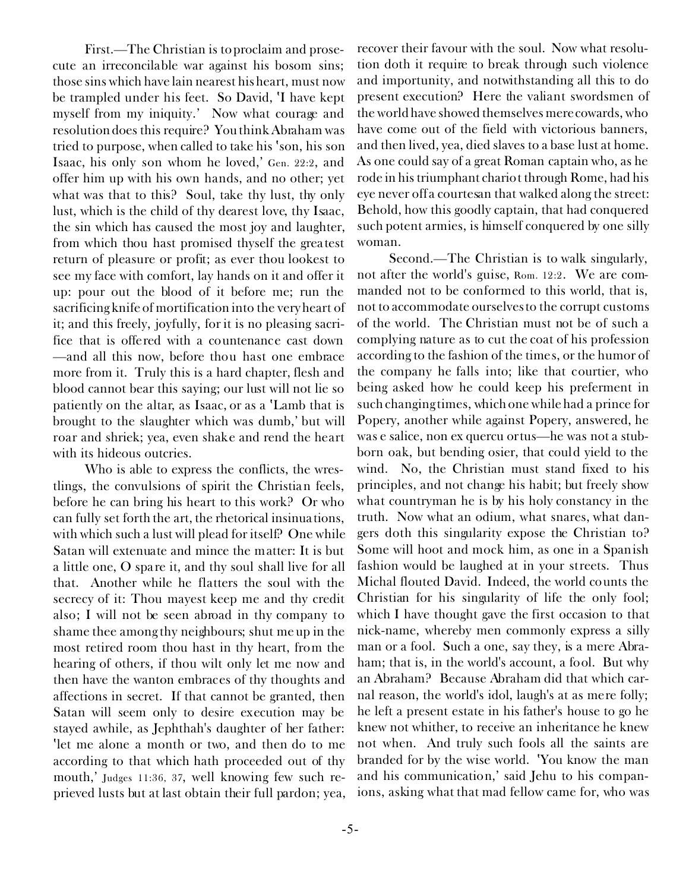First.—The Christian is to proclaim and prosecute an irreconcilable war against his bosom sins; those sins which have lain nearest his heart, must now be trampled under his feet. So David, 'I have kept myself from my iniquity.' Now what courage and resolution does this require? You think Abraham was tried to purpose, when called to take his 'son, his son Isaac, his only son whom he loved,' Gen. 22:2, and offer him up with his own hands, and no other; yet what was that to this? Soul, take thy lust, thy only lust, which is the child of thy dearest love, thy Isaac, the sin which has caused the most joy and laughter, from which thou hast promised thyself the greatest return of pleasure or profit; as ever thou lookest to see my face with comfort, lay hands on it and offer it up: pour out the blood of it before me; run the sacrificing knife of mortification into the very heart of it; and this freely, joyfully, for it is no pleasing sacrifice that is offered with a countenance cast down —and all this now, before thou hast one embrace more from it. Truly this is a hard chapter, flesh and blood cannot bear this saying; our lust will not lie so patiently on the altar, as Isaac, or as a 'Lamb that is brought to the slaughter which was dumb,' but will roar and shriek; yea, even shake and rend the heart with its hideous outcries.

Who is able to express the conflicts, the wrestlings, the convulsions of spirit the Christian feels, before he can bring his heart to this work? Or who can fully set forth the art, the rhetorical insinuations, with which such a lust will plead for itself? One while Satan will extenuate and mince the matter: It is but a little one, O spare it, and thy soul shall live for all that. Another while he flatters the soul with the secrecy of it: Thou mayest keep me and thy credit also; I will not be seen abroad in thy company to shame thee among thy neighbours; shut me up in the most retired room thou hast in thy heart, from the hearing of others, if thou wilt only let me now and then have the wanton embraces of thy thoughts and affections in secret. If that cannot be granted, then Satan will seem only to desire execution may be stayed awhile, as Jephthah's daughter of her father: 'let me alone a month or two, and then do to me according to that which hath proceeded out of thy mouth,' Judges 11:36, 37, well knowing few such reprieved lusts but at last obtain their full pardon; yea, recover their favour with the soul. Now what resolution doth it require to break through such violence and importunity, and notwithstanding all this to do present execution? Here the valiant swordsmen of the world have showed themselves mere cowards, who have come out of the field with victorious banners, and then lived, yea, died slaves to a base lust at home. As one could say of a great Roman captain who, as he rode in his triumphant chariot through Rome, had his eye never off a courtesan that walked along the street: Behold, how this goodly captain, that had conquered such potent armies, is himself conquered by one silly woman.

Second.—The Christian is to walk singularly, not after the world's guise, Rom. 12:2. We are commanded not to be conformed to this world, that is, not to accommodate ourselves to the corrupt customs of the world. The Christian must not be of such a complying nature as to cut the coat of his profession according to the fashion of the times, or the humor of the company he falls into; like that courtier, who being asked how he could keep his preferment in such changing times, which one while had a prince for Popery, another while against Popery, answered, he was e salice, non ex quercu ortus—he was not a stubborn oak, but bending osier, that could yield to the wind. No, the Christian must stand fixed to his principles, and not change his habit; but freely show what countryman he is by his holy constancy in the truth. Now what an odium, what snares, what dangers doth this singularity expose the Christian to? Some will hoot and mock him, as one in a Spanish fashion would be laughed at in your streets. Thus Michal flouted David. Indeed, the world counts the Christian for his singularity of life the only fool; which I have thought gave the first occasion to that nick-name, whereby men commonly express a silly man or a fool. Such a one, say they, is a mere Abraham; that is, in the world's account, a fool. But why an Abraham? Because Abraham did that which carnal reason, the world's idol, laugh's at as mere folly; he left a present estate in his father's house to go he knew not whither, to receive an inheritance he knew not when. And truly such fools all the saints are branded for by the wise world. 'You know the man and his communication,' said Jehu to his companions, asking what that mad fellow came for, who was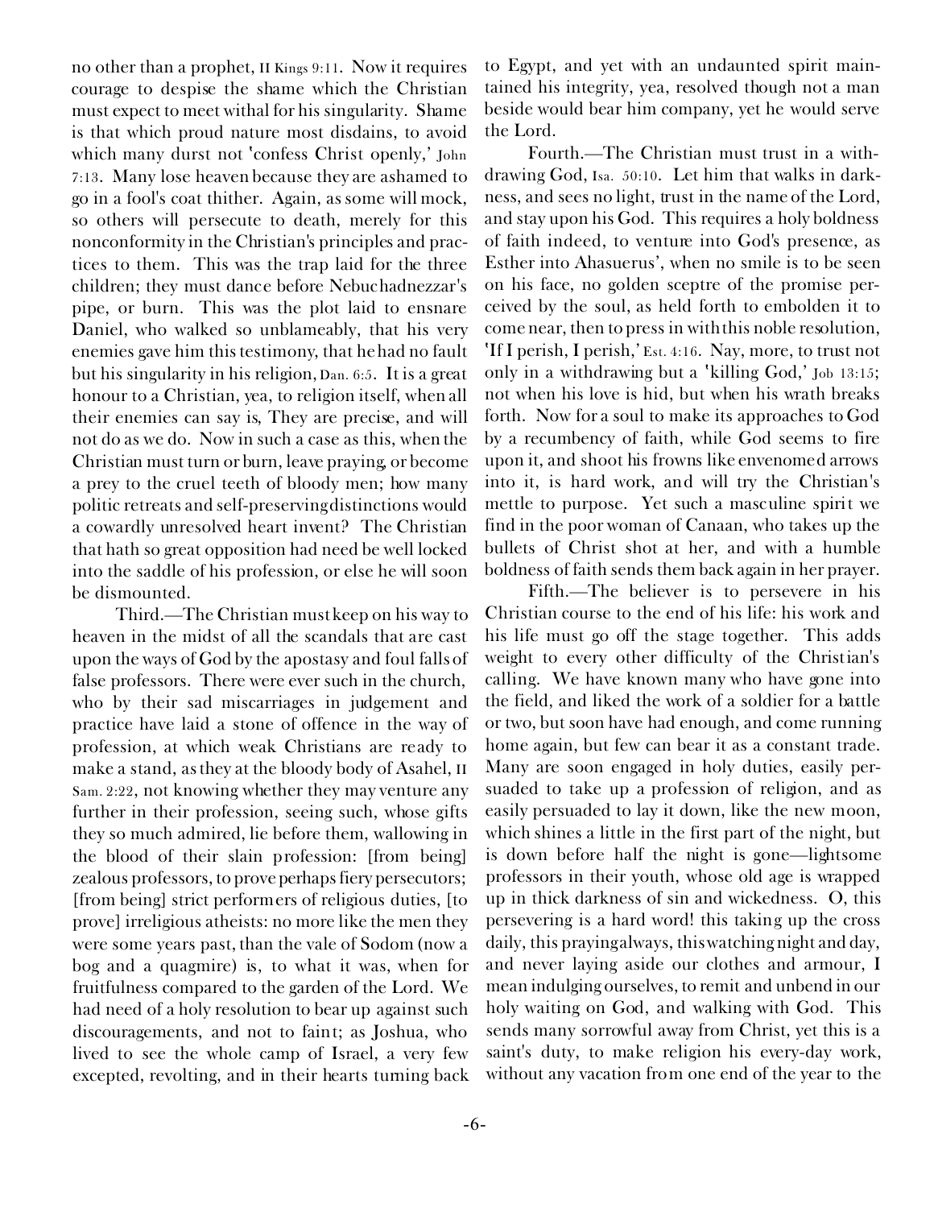no other than a prophet, II Kings 9:11. Now it requires courage to despise the shame which the Christian must expect to meet withal for his singularity. Shame is that which proud nature most disdains, to avoid which many durst not 'confess Christ openly,' John 7:13. Many lose heaven because they are ashamed to go in a fool's coat thither. Again, as some will mock, so others will persecute to death, merely for this nonconformity in the Christian's principles and practices to them. This was the trap laid for the three children; they must dance before Nebuchadnezzar's pipe, or burn. This was the plot laid to ensnare Daniel, who walked so unblameably, that his very enemies gave him this testimony, that he had no fault but his singularity in his religion, Dan. 6:5. It is a great honour to a Christian, yea, to religion itself, when all their enemies can say is, They are precise, and will not do as we do. Now in such a case as this, when the Christian must turn or burn, leave praying, or become a prey to the cruel teeth of bloody men; how many politic retreats and self-preserving distinctions would a cowardly unresolved heart invent? The Christian that hath so great opposition had need be well locked into the saddle of his profession, or else he will soon be dismounted.

Third.—The Christian must keep on his way to heaven in the midst of all the scandals that are cast upon the ways of God by the apostasy and foul falls of false professors. There were ever such in the church, who by their sad miscarriages in judgement and practice have laid a stone of offence in the way of profession, at which weak Christians are ready to make a stand, as they at the bloody body of Asahel, II Sam. 2:22, not knowing whether they may venture any further in their profession, seeing such, whose gifts they so much admired, lie before them, wallowing in the blood of their slain profession: [from being] zealous professors, to prove perhaps fiery persecutors; [from being] strict performers of religious duties, [to prove] irreligious atheists: no more like the men they were some years past, than the vale of Sodom (now a bog and a quagmire) is, to what it was, when for fruitfulness compared to the garden of the Lord. We had need of a holy resolution to bear up against such discouragements, and not to faint; as Joshua, who lived to see the whole camp of Israel, a very few excepted, revolting, and in their hearts turning back to Egypt, and yet with an undaunted spirit maintained his integrity, yea, resolved though not a man beside would bear him company, yet he would serve the Lord.

Fourth.—The Christian must trust in a withdrawing God, Isa. 50:10. Let him that walks in darkness, and sees no light, trust in the name of the Lord, and stay upon his God. This requires a holy boldness of faith indeed, to venture into God's presence, as Esther into Ahasuerus', when no smile is to be seen on his face, no golden sceptre of the promise perceived by the soul, as held forth to embolden it to come near, then to press in with this noble resolution, 'If I perish, I perish,' Est. 4:16. Nay, more, to trust not only in a withdrawing but a 'killing God,' Job 13:15; not when his love is hid, but when his wrath breaks forth. Now for a soul to make its approaches to God by a recumbency of faith, while God seems to fire upon it, and shoot his frowns like envenomed arrows into it, is hard work, and will try the Christian's mettle to purpose. Yet such a masculine spirit we find in the poor woman of Canaan, who takes up the bullets of Christ shot at her, and with a humble boldness of faith sends them back again in her prayer.

Fifth.—The believer is to persevere in his Christian course to the end of his life: his work and his life must go off the stage together. This adds weight to every other difficulty of the Christian's calling. We have known many who have gone into the field, and liked the work of a soldier for a battle or two, but soon have had enough, and come running home again, but few can bear it as a constant trade. Many are soon engaged in holy duties, easily persuaded to take up a profession of religion, and as easily persuaded to lay it down, like the new moon, which shines a little in the first part of the night, but is down before half the night is gone—lightsome professors in their youth, whose old age is wrapped up in thick darkness of sin and wickedness. O, this persevering is a hard word! this taking up the cross daily, this praying always, this watching night and day, and never laying aside our clothes and armour, I mean indulging ourselves, to remit and unbend in our holy waiting on God, and walking with God. This sends many sorrowful away from Christ, yet this is a saint's duty, to make religion his every-day work, without any vacation from one end of the year to the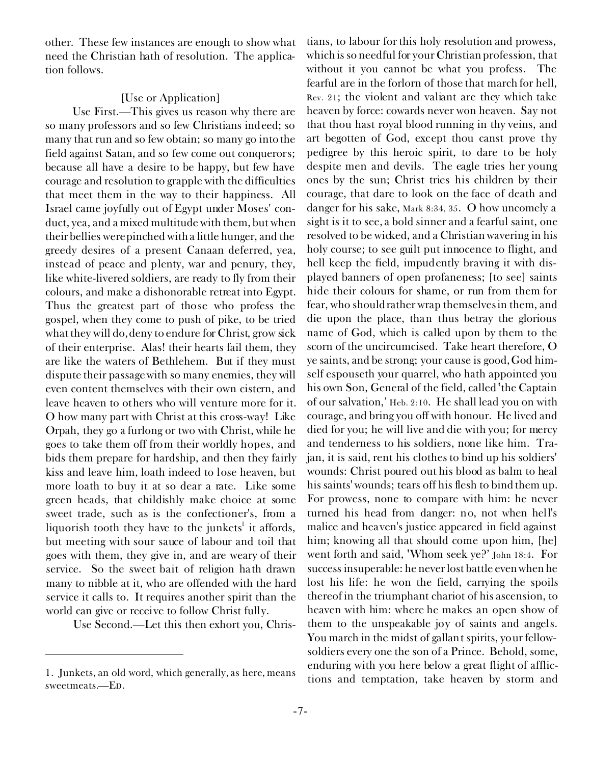other. These few instances are enough to show what need the Christian hath of resolution. The application follows.

[Use or Application]

Use First.—This gives us reason why there are so many professors and so few Christians indeed; so many that run and so few obtain; so many go into the field against Satan, and so few come out conquerors; because all have a desire to be happy, but few have courage and resolution to grapple with the difficulties that meet them in the way to their happiness. All Israel came joyfully out of Egypt under Moses' conduct, yea, and a mixed multitude with them, but when their bellies were pinched with a little hunger, and the greedy desires of a present Canaan deferred, yea, instead of peace and plenty, war and penury, they, like white-livered soldiers, are ready to fly from their colours, and make a dishonorable retreat into Egypt. Thus the greatest part of those who profess the gospel, when they come to push of pike, to be tried what they will do, deny to endure for Christ, grow sick of their enterprise. Alas! their hearts fail them, they are like the waters of Bethlehem. But if they must dispute their passage with so many enemies, they will even content themselves with their own cistern, and leave heaven to others who will venture more for it. O how many part with Christ at this cross-way! Like Orpah, they go a furlong or two with Christ, while he goes to take them off from their worldly hopes, and bids them prepare for hardship, and then they fairly kiss and leave him, loath indeed to lose heaven, but more loath to buy it at so dear a rate. Like some green heads, that childishly make choice at some sweet trade, such as is the confectioner's, from a liquorish tooth they have to the junkets[1] it affords, but meeting with sour sauce of labour and toil that goes with them, they give in, and are weary of their service. So the sweet bait of religion hath drawn many to nibble at it, who are offended with the hard service it calls to. It requires another spirit than the world can give or receive to follow Christ fully.

Use Second.—Let this then exhort you, Christians, to labour for this holy resolution and prowess, which is so needful for your Christian profession, that without it you cannot be what you profess. The fearful are in the forlorn of those that march for hell, Rev. 21; the violent and valiant are they which take heaven by force: cowards never won heaven. Say not that thou hast royal blood running in thy veins, and art begotten of God, except thou canst prove thy pedigree by this heroic spirit, to dare to be holy despite men and devils. The eagle tries her young ones by the sun; Christ tries his children by their courage, that dare to look on the face of death and danger for his sake, Mark 8:34, 35. O how uncomely a sight is it to see, a bold sinner and a fearful saint, one resolved to be wicked, and a Christian wavering in his holy course; to see guilt put innocence to flight, and hell keep the field, impudently braving it with displayed banners of open profaneness; [to see] saints hide their colours for shame, or run from them for fear, who should rather wrap themselves in them, and die upon the place, than thus betray the glorious name of God, which is called upon by them to the scorn of the uncircumcised. Take heart therefore, O ye saints, and be strong; your cause is good, God himself espouseth your quarrel, who hath appointed you his own Son, General of the field, called 'the Captain of our salvation,' Heb. 2:10. He shall lead you on with courage, and bring you off with honour. He lived and died for you; he will live and die with you; for mercy and tenderness to his soldiers, none like him. Trajan, it is said, rent his clothes to bind up his soldiers' wounds: Christ poured out his blood as balm to heal his saints' wounds; tears off his flesh to bind them up. For prowess, none to compare with him: he never turned his head from danger: no, not when hell's malice and heaven's justice appeared in field against him; knowing all that should come upon him, [he] went forth and said, 'Whom seek ye?' John 18:4. For success insuperable: he never lost battle even when he lost his life: he won the field, carrying the spoils thereof in the triumphant chariot of his ascension, to heaven with him: where he makes an open show of them to the unspeakable joy of saints and angels. You march in the midst of gallant spirits, your fellow-soldiers every one the son of a Prince. Behold, some, enduring with you here below a great flight of afflictions and temptation, take heaven by storm and

---

1. Junkets, an old word, which generally, as here, means sweetmeats.—ED.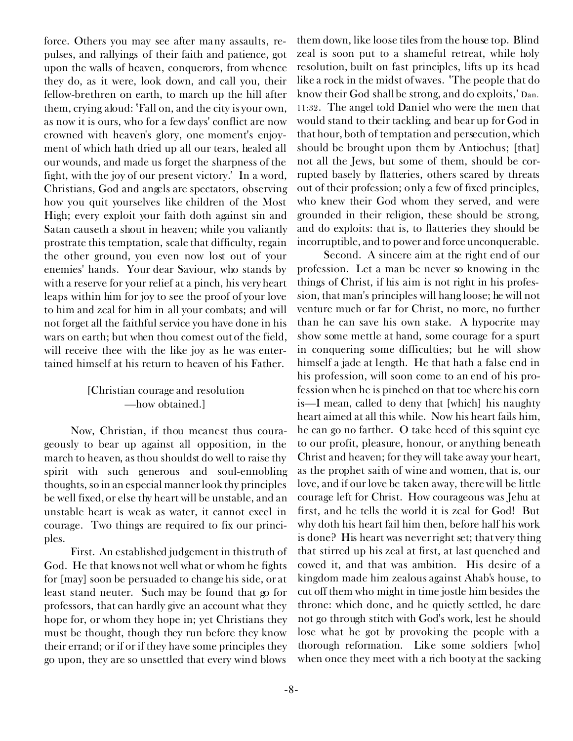force. Others you may see after many assaults, repulses, and rallyings of their faith and patience, got upon the walls of heaven, conquerors, from whence they do, as it were, look down, and call you, their fellow-brethren on earth, to march up the hill after them, crying aloud: 'Fall on, and the city is your own, as now it is ours, who for a few days' conflict are now crowned with heaven's glory, one moment's enjoyment of which hath dried up all our tears, healed all our wounds, and made us forget the sharpness of the fight, with the joy of our present victory.' In a word, Christians, God and angels are spectators, observing how you quit yourselves like children of the Most High; every exploit your faith doth against sin and Satan causeth a shout in heaven; while you valiantly prostrate this temptation, scale that difficulty, regain the other ground, you even now lost out of your enemies' hands. Your dear Saviour, who stands by with a reserve for your relief at a pinch, his very heart leaps within him for joy to see the proof of your love to him and zeal for him in all your combats; and will not forget all the faithful service you have done in his wars on earth; but when thou comest out of the field, will receive thee with the like joy as he was entertained himself at his return to heaven of his Father.

[Christian courage and resolution —how obtained.]

Now, Christian, if thou meanest thus courageously to bear up against all opposition, in the march to heaven, as thou shouldst do well to raise thy spirit with such generous and soul-ennobling thoughts, so in an especial manner look thy principles be well fixed, or else thy heart will be unstable, and an unstable heart is weak as water, it cannot excel in courage. Two things are required to fix our principles.

First. An established judgement in this truth of God. He that knows not well what or whom he fights for [may] soon be persuaded to change his side, or at least stand neuter. Such may be found that go for professors, that can hardly give an account what they hope for, or whom they hope in; yet Christians they must be thought, though they run before they know their errand; or if or if they have some principles they go upon, they are so unsettled that every wind blows them down, like loose tiles from the house top. Blind zeal is soon put to a shameful retreat, while holy resolution, built on fast principles, lifts up its head like a rock in the midst of waves. 'The people that do know their God shall be strong, and do exploits,' Dan. 11:32. The angel told Daniel who were the men that would stand to their tackling, and bear up for God in that hour, both of temptation and persecution, which should be brought upon them by Antiochus; [that] not all the Jews, but some of them, should be corrupted basely by flatteries, others scared by threats out of their profession; only a few of fixed principles, who knew their God whom they served, and were grounded in their religion, these should be strong, and do exploits: that is, to flatteries they should be incorruptible, and to power and force unconquerable.

Second. A sincere aim at the right end of our profession. Let a man be never so knowing in the things of Christ, if his aim is not right in his profession, that man's principles will hang loose; he will not venture much or far for Christ, no more, no further than he can save his own stake. A hypocrite may show some mettle at hand, some courage for a spurt in conquering some difficulties; but he will show himself a jade at length. He that hath a false end in his profession, will soon come to an end of his profession when he is pinched on that toe where his corn is—I mean, called to deny that [which] his naughty heart aimed at all this while. Now his heart fails him, he can go no farther. O take heed of this squint eye to our profit, pleasure, honour, or anything beneath Christ and heaven; for they will take away your heart, as the prophet saith of wine and women, that is, our love, and if our love be taken away, there will be little courage left for Christ. How courageous was Jehu at first, and he tells the world it is zeal for God! But why doth his heart fail him then, before half his work is done? His heart was never right set; that very thing that stirred up his zeal at first, at last quenched and cowed it, and that was ambition. His desire of a kingdom made him zealous against Ahab's house, to cut off them who might in time jostle him besides the throne: which done, and he quietly settled, he dare not go through stitch with God's work, lest he should lose what he got by provoking the people with a thorough reformation. Like some soldiers [who] when once they meet with a rich booty at the sacking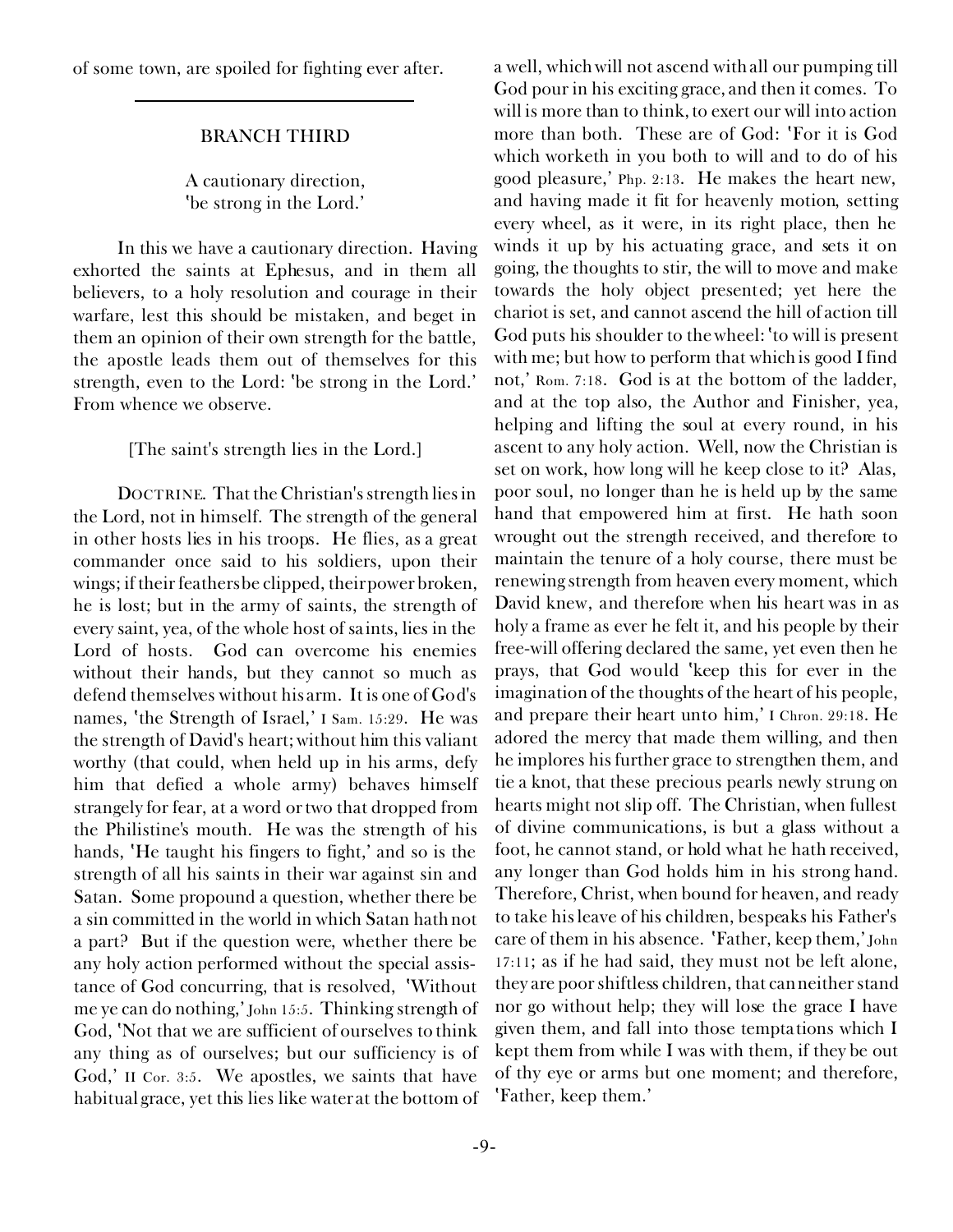of some town, are spoiled for fighting ever after.

---

## BRANCH THIRD

### A cautionary direction, 'be strong in the Lord.'

In this we have a cautionary direction. Having exhorted the saints at Ephesus, and in them all believers, to a holy resolution and courage in their warfare, lest this should be mistaken, and beget in them an opinion of their own strength for the battle, the apostle leads them out of themselves for this strength, even to the Lord: 'be strong in the Lord.' From whence we observe.

[The saint's strength lies in the Lord.]

DOCTRINE. That the Christian's strength lies in the Lord, not in himself. The strength of the general in other hosts lies in his troops. He flies, as a great commander once said to his soldiers, upon their wings; if their feathers be clipped, their power broken, he is lost; but in the army of saints, the strength of every saint, yea, of the whole host of saints, lies in the Lord of hosts. God can overcome his enemies without their hands, but they cannot so much as defend themselves without his arm. It is one of God's names, 'the Strength of Israel,' I Sam. 15:29. He was the strength of David's heart; without him this valiant worthy (that could, when held up in his arms, defy him that defied a whole army) behaves himself strangely for fear, at a word or two that dropped from the Philistine's mouth. He was the strength of his hands, 'He taught his fingers to fight,' and so is the strength of all his saints in their war against sin and Satan. Some propound a question, whether there be a sin committed in the world in which Satan hath not a part? But if the question were, whether there be any holy action performed without the special assistance of God concurring, that is resolved, 'Without me ye can do nothing,' John 15:5. Thinking strength of God, 'Not that we are sufficient of ourselves to think any thing as of ourselves; but our sufficiency is of God,' II Cor. 3:5. We apostles, we saints that have habitual grace, yet this lies like water at the bottom of a well, which will not ascend with all our pumping till God pour in his exciting grace, and then it comes. To will is more than to think, to exert our will into action more than both. These are of God: 'For it is God which worketh in you both to will and to do of his good pleasure,' Php. 2:13. He makes the heart new, and having made it fit for heavenly motion, setting every wheel, as it were, in its right place, then he winds it up by his actuating grace, and sets it on going, the thoughts to stir, the will to move and make towards the holy object presented; yet here the chariot is set, and cannot ascend the hill of action till God puts his shoulder to the wheel: 'to will is present with me; but how to perform that which is good I find not,' Rom. 7:18. God is at the bottom of the ladder, and at the top also, the Author and Finisher, yea, helping and lifting the soul at every round, in his ascent to any holy action. Well, now the Christian is set on work, how long will he keep close to it? Alas, poor soul, no longer than he is held up by the same hand that empowered him at first. He hath soon wrought out the strength received, and therefore to maintain the tenure of a holy course, there must be renewing strength from heaven every moment, which David knew, and therefore when his heart was in as holy a frame as ever he felt it, and his people by their free-will offering declared the same, yet even then he prays, that God would 'keep this for ever in the imagination of the thoughts of the heart of his people, and prepare their heart unto him,' I Chron. 29:18. He adored the mercy that made them willing, and then he implores his further grace to strengthen them, and tie a knot, that these precious pearls newly strung on hearts might not slip off. The Christian, when fullest of divine communications, is but a glass without a foot, he cannot stand, or hold what he hath received, any longer than God holds him in his strong hand. Therefore, Christ, when bound for heaven, and ready to take his leave of his children, bespeaks his Father's care of them in his absence. 'Father, keep them,' John 17:11; as if he had said, they must not be left alone, they are poor shiftless children, that can neither stand nor go without help; they will lose the grace I have given them, and fall into those temptations which I kept them from while I was with them, if they be out of thy eye or arms but one moment; and therefore, 'Father, keep them.'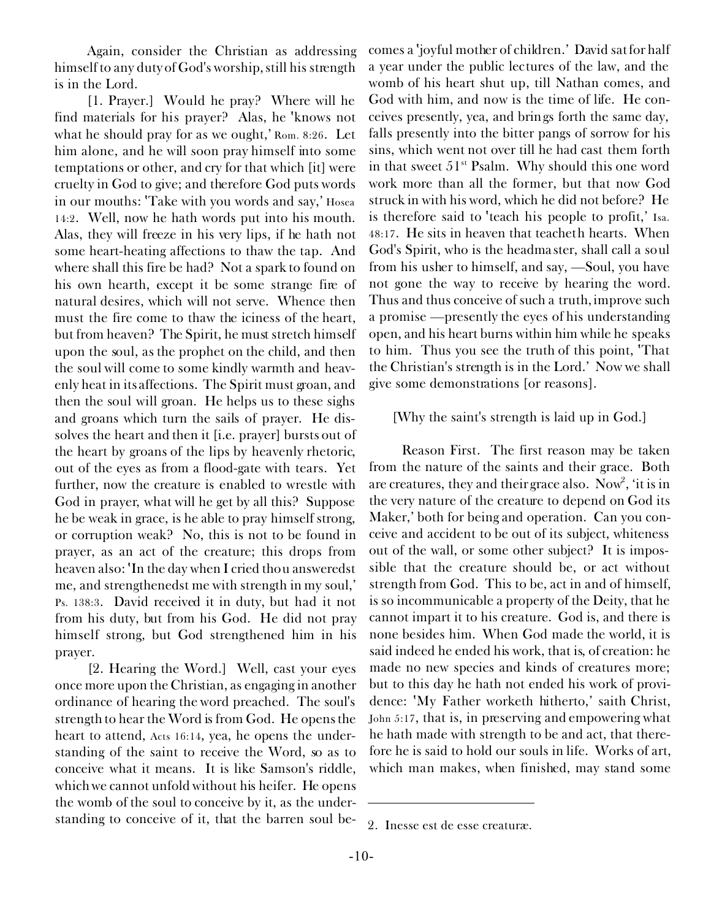Again, consider the Christian as addressing himself to any duty of God's worship, still his strength is in the Lord.

[1. Prayer.] Would he pray? Where will he find materials for his prayer? Alas, he 'knows not what he should pray for as we ought,' Rom. 8:26. Let him alone, and he will soon pray himself into some temptations or other, and cry for that which [it] were cruelty in God to give; and therefore God puts words in our mouths: 'Take with you words and say,' Hosea 14:2. Well, now he hath words put into his mouth. Alas, they will freeze in his very lips, if he hath not some heart-heating affections to thaw the tap. And where shall this fire be had? Not a spark to found on his own hearth, except it be some strange fire of natural desires, which will not serve. Whence then must the fire come to thaw the iciness of the heart, but from heaven? The Spirit, he must stretch himself upon the soul, as the prophet on the child, and then the soul will come to some kindly warmth and heavenly heat in its affections. The Spirit must groan, and then the soul will groan. He helps us to these sighs and groans which turn the sails of prayer. He dissolves the heart and then it [i.e. prayer] bursts out of the heart by groans of the lips by heavenly rhetoric, out of the eyes as from a flood-gate with tears. Yet further, now the creature is enabled to wrestle with God in prayer, what will he get by all this? Suppose he be weak in grace, is he able to pray himself strong, or corruption weak? No, this is not to be found in prayer, as an act of the creature; this drops from heaven also: 'In the day when I cried thou answeredst me, and strengthenedst me with strength in my soul,' Ps. 138:3. David received it in duty, but had it not from his duty, but from his God. He did not pray himself strong, but God strengthened him in his prayer.

[2. Hearing the Word.] Well, cast your eyes once more upon the Christian, as engaging in another ordinance of hearing the word preached. The soul's strength to hear the Word is from God. He opens the heart to attend, Acts 16:14, yea, he opens the understanding of the saint to receive the Word, so as to conceive what it means. It is like Samson's riddle, which we cannot unfold without his heifer. He opens the womb of the soul to conceive by it, as the understanding to conceive of it, that the barren soul becomes a 'joyful mother of children.' David sat for half a year under the public lectures of the law, and the womb of his heart shut up, till Nathan comes, and God with him, and now is the time of life. He conceives presently, yea, and brings forth the same day, falls presently into the bitter pangs of sorrow for his sins, which went not over till he had cast them forth in that sweet 51st Psalm. Why should this one word work more than all the former, but that now God struck in with his word, which he did not before? He is therefore said to 'teach his people to profit,' Isa. 48:17. He sits in heaven that teacheth hearts. When God's Spirit, who is the headmaster, shall call a soul from his usher to himself, and say, —Soul, you have not gone the way to receive by hearing the word. Thus and thus conceive of such a truth, improve such a promise —presently the eyes of his understanding open, and his heart burns within him while he speaks to him. Thus you see the truth of this point, 'That the Christian's strength is in the Lord.' Now we shall give some demonstrations [or reasons].

[Why the saint's strength is laid up in God.]

Reason First. The first reason may be taken from the nature of the saints and their grace. Both are creatures, they and their grace also. Now[2], 'it is in the very nature of the creature to depend on God its Maker,' both for being and operation. Can you conceive and accident to be out of its subject, whiteness out of the wall, or some other subject? It is impossible that the creature should be, or act without strength from God. This to be, act in and of himself, is so incommunicable a property of the Deity, that he cannot impart it to his creature. God is, and there is none besides him. When God made the world, it is said indeed he ended his work, that is, of creation: he made no new species and kinds of creatures more; but to this day he hath not ended his work of providence: 'My Father worketh hitherto,' saith Christ, John 5:17, that is, in preserving and empowering what he hath made with strength to be and act, that therefore he is said to hold our souls in life. Works of art, which man makes, when finished, may stand some

2. Inesse est de esse creaturæ.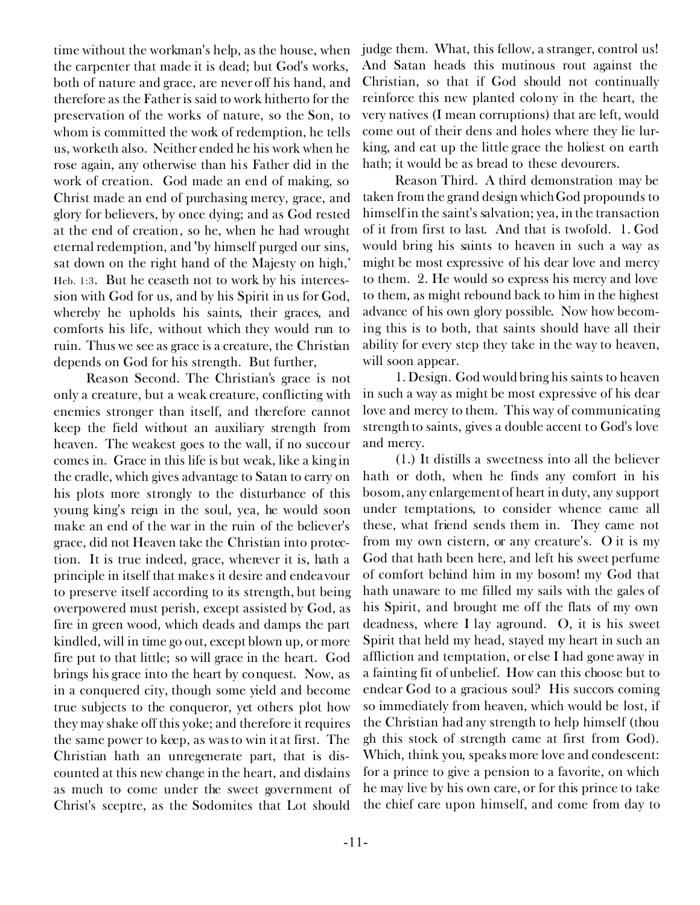time without the workman's help, as the house, when the carpenter that made it is dead; but God's works, both of nature and grace, are never off his hand, and therefore as the Father is said to work hitherto for the preservation of the works of nature, so the Son, to whom is committed the work of redemption, he tells us, worketh also. Neither ended he his work when he rose again, any otherwise than his Father did in the work of creation. God made an end of making, so Christ made an end of purchasing mercy, grace, and glory for believers, by once dying; and as God rested at the end of creation, so he, when he had wrought eternal redemption, and 'by himself purged our sins, sat down on the right hand of the Majesty on high,' Heb. 1:3. But he ceaseth not to work by his intercession with God for us, and by his Spirit in us for God, whereby he upholds his saints, their graces, and comforts his life, without which they would run to ruin. Thus we see as grace is a creature, the Christian depends on God for his strength. But further,

Reason Second. The Christian's grace is not only a creature, but a weak creature, conflicting with enemies stronger than itself, and therefore cannot keep the field without an auxiliary strength from heaven. The weakest goes to the wall, if no succour comes in. Grace in this life is but weak, like a king in the cradle, which gives advantage to Satan to carry on his plots more strongly to the disturbance of this young king's reign in the soul, yea, he would soon make an end of the war in the ruin of the believer's grace, did not Heaven take the Christian into protection. It is true indeed, grace, wherever it is, hath a principle in itself that makes it desire and endeavour to preserve itself according to its strength, but being overpowered must perish, except assisted by God, as fire in green wood, which deads and damps the part kindled, will in time go out, except blown up, or more fire put to that little; so will grace in the heart. God brings his grace into the heart by conquest. Now, as in a conquered city, though some yield and become true subjects to the conqueror, yet others plot how they may shake off this yoke; and therefore it requires the same power to keep, as was to win it at first. The Christian hath an unregenerate part, that is discounted at this new change in the heart, and disdains as much to come under the sweet government of Christ's sceptre, as the Sodomites that Lot should judge them. What, this fellow, a stranger, control us! And Satan heads this mutinous rout against the Christian, so that if God should not continually reinforce this new planted colony in the heart, the very natives (I mean corruptions) that are left, would come out of their dens and holes where they lie lurking, and eat up the little grace the holiest on earth hath; it would be as bread to these devourers.

Reason Third. A third demonstration may be taken from the grand design which God propounds to himself in the saint's salvation; yea, in the transaction of it from first to last. And that is twofold. 1. God would bring his saints to heaven in such a way as might be most expressive of his dear love and mercy to them. 2. He would so express his mercy and love to them, as might rebound back to him in the highest advance of his own glory possible. Now how becoming this is to both, that saints should have all their ability for every step they take in the way to heaven, will soon appear.

1. Design. God would bring his saints to heaven in such a way as might be most expressive of his dear love and mercy to them. This way of communicating strength to saints, gives a double accent to God's love and mercy.

(1.) It distills a sweetness into all the believer hath or doth, when he finds any comfort in his bosom, any enlargement of heart in duty, any support under temptations, to consider whence came all these, what friend sends them in. They came not from my own cistern, or any creature's. O it is my God that hath been here, and left his sweet perfume of comfort behind him in my bosom! my God that hath unaware to me filled my sails with the gales of his Spirit, and brought me off the flats of my own deadness, where I lay aground. O, it is his sweet Spirit that held my head, stayed my heart in such an affliction and temptation, or else I had gone away in a fainting fit of unbelief. How can this choose but to endear God to a gracious soul? His succors coming so immediately from heaven, which would be lost, if the Christian had any strength to help himself (though this stock of strength came at first from God). Which, think you, speaks more love and condescent: for a prince to give a pension to a favorite, on which he may live by his own care, or for this prince to take the chief care upon himself, and come from day to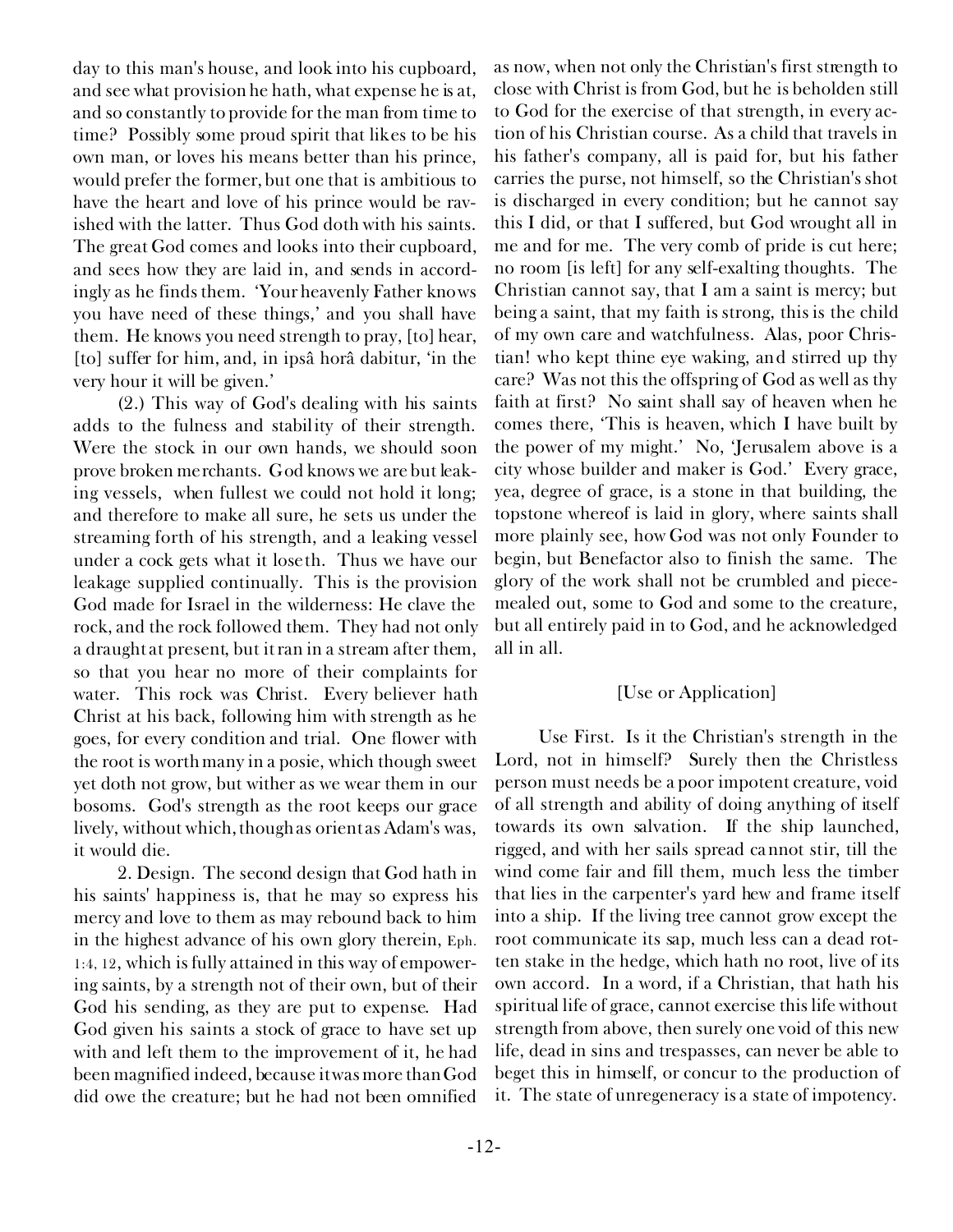day to this man's house, and look into his cupboard, and see what provision he hath, what expense he is at, and so constantly to provide for the man from time to time? Possibly some proud spirit that likes to be his own man, or loves his means better than his prince, would prefer the former, but one that is ambitious to have the heart and love of his prince would be ravished with the latter. Thus God doth with his saints. The great God comes and looks into their cupboard, and sees how they are laid in, and sends in accordingly as he finds them. 'Your heavenly Father knows you have need of these things,' and you shall have them. He knows you need strength to pray, [to] hear, [to] suffer for him, and, in ipsâ horâ dabitur, 'in the very hour it will be given.'

(2.) This way of God's dealing with his saints adds to the fulness and stability of their strength. Were the stock in our own hands, we should soon prove broken merchants. God knows we are but leaking vessels, when fullest we could not hold it long; and therefore to make all sure, he sets us under the streaming forth of his strength, and a leaking vessel under a cock gets what it loseth. Thus we have our leakage supplied continually. This is the provision God made for Israel in the wilderness: He clave the rock, and the rock followed them. They had not only a draught at present, but it ran in a stream after them, so that you hear no more of their complaints for water. This rock was Christ. Every believer hath Christ at his back, following him with strength as he goes, for every condition and trial. One flower with the root is worth many in a posie, which though sweet yet doth not grow, but wither as we wear them in our bosoms. God's strength as the root keeps our grace lively, without which, though as orient as Adam's was, it would die.

2. Design. The second design that God hath in his saints' happiness is, that he may so express his mercy and love to them as may rebound back to him in the highest advance of his own glory therein, Eph. 1:4, 12, which is fully attained in this way of empowering saints, by a strength not of their own, but of their God his sending, as they are put to expense. Had God given his saints a stock of grace to have set up with and left them to the improvement of it, he had been magnified indeed, because it was more than God did owe the creature; but he had not been omnified as now, when not only the Christian's first strength to close with Christ is from God, but he is beholden still to God for the exercise of that strength, in every action of his Christian course. As a child that travels in his father's company, all is paid for, but his father carries the purse, not himself, so the Christian's shot is discharged in every condition; but he cannot say this I did, or that I suffered, but God wrought all in me and for me. The very comb of pride is cut here; no room [is left] for any self-exalting thoughts. The Christian cannot say, that I am a saint is mercy; but being a saint, that my faith is strong, this is the child of my own care and watchfulness. Alas, poor Christian! who kept thine eye waking, and stirred up thy care? Was not this the offspring of God as well as thy faith at first? No saint shall say of heaven when he comes there, 'This is heaven, which I have built by the power of my might.' No, 'Jerusalem above is a city whose builder and maker is God.' Every grace, yea, degree of grace, is a stone in that building, the topstone whereof is laid in glory, where saints shall more plainly see, how God was not only Founder to begin, but Benefactor also to finish the same. The glory of the work shall not be crumbled and piecemealed out, some to God and some to the creature, but all entirely paid in to God, and he acknowledged all in all.

[Use or Application]

Use First. Is it the Christian's strength in the Lord, not in himself? Surely then the Christless person must needs be a poor impotent creature, void of all strength and ability of doing anything of itself towards its own salvation. If the ship launched, rigged, and with her sails spread cannot stir, till the wind come fair and fill them, much less the timber that lies in the carpenter's yard hew and frame itself into a ship. If the living tree cannot grow except the root communicate its sap, much less can a dead rotten stake in the hedge, which hath no root, live of its own accord. In a word, if a Christian, that hath his spiritual life of grace, cannot exercise this life without strength from above, then surely one void of this new life, dead in sins and trespasses, can never be able to beget this in himself, or concur to the production of it. The state of unregeneracy is a state of impotency.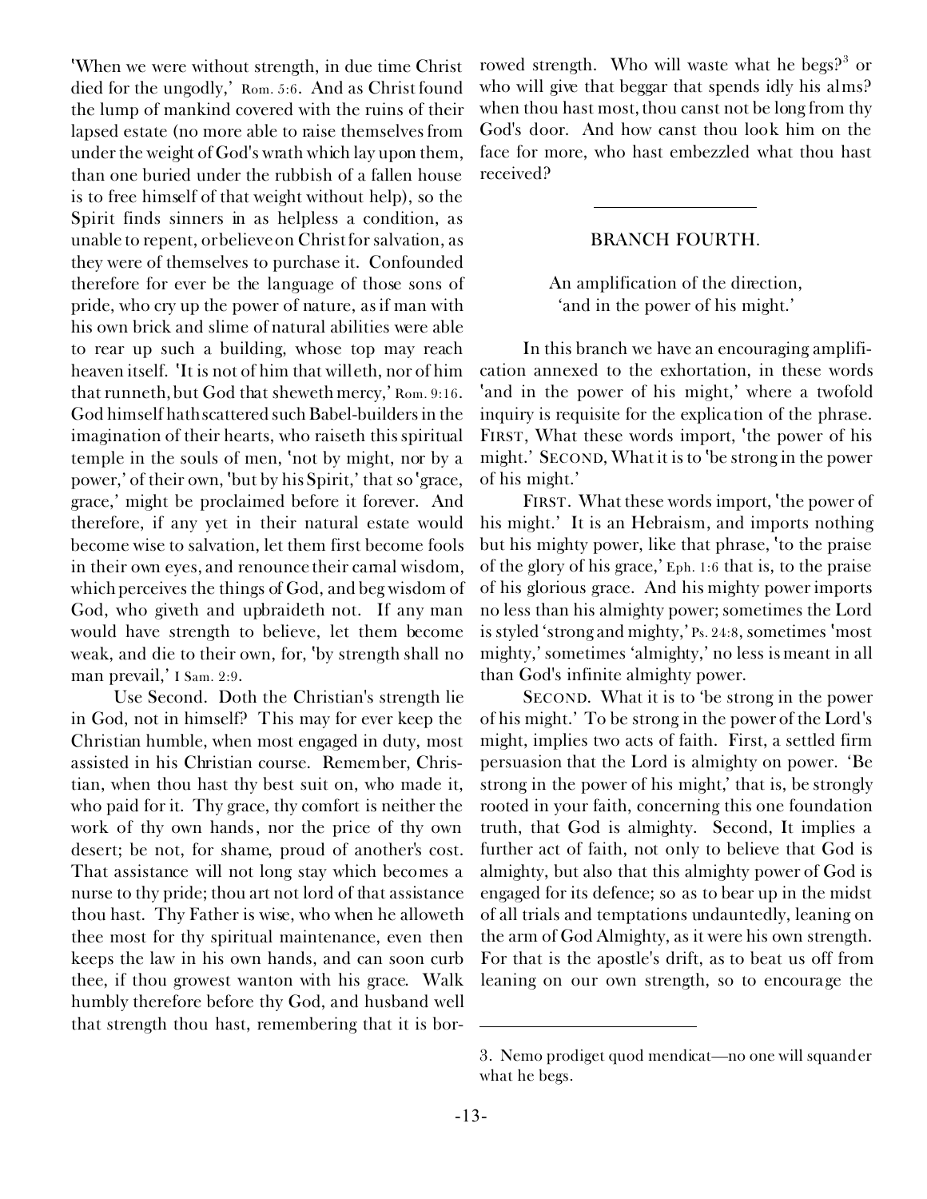'When we were without strength, in due time Christ died for the ungodly,' Rom. 5:6. And as Christ found the lump of mankind covered with the ruins of their lapsed estate (no more able to raise themselves from under the weight of God's wrath which lay upon them, than one buried under the rubbish of a fallen house is to free himself of that weight without help), so the Spirit finds sinners in as helpless a condition, as unable to repent, or believe on Christ for salvation, as they were of themselves to purchase it. Confounded therefore for ever be the language of those sons of pride, who cry up the power of nature, as if man with his own brick and slime of natural abilities were able to rear up such a building, whose top may reach heaven itself. 'It is not of him that willeth, nor of him that runneth, but God that sheweth mercy,' Rom. 9:16. God himself hath scattered such Babel-builders in the imagination of their hearts, who raiseth this spiritual temple in the souls of men, 'not by might, nor by a power,' of their own, 'but by his Spirit,' that so 'grace, grace,' might be proclaimed before it forever. And therefore, if any yet in their natural estate would become wise to salvation, let them first become fools in their own eyes, and renounce their carnal wisdom, which perceives the things of God, and beg wisdom of God, who giveth and upbraideth not. If any man would have strength to believe, let them become weak, and die to their own, for, 'by strength shall no man prevail,' I Sam. 2:9.

Use Second. Doth the Christian's strength lie in God, not in himself? This may for ever keep the Christian humble, when most engaged in duty, most assisted in his Christian course. Remember, Christian, when thou hast thy best suit on, who made it, who paid for it. Thy grace, thy comfort is neither the work of thy own hands, nor the price of thy own desert; be not, for shame, proud of another's cost. That assistance will not long stay which becomes a nurse to thy pride; thou art not lord of that assistance thou hast. Thy Father is wise, who when he alloweth thee most for thy spiritual maintenance, even then keeps the law in his own hands, and can soon curb thee, if thou growest wanton with his grace. Walk humbly therefore before thy God, and husband well that strength thou hast, remembering that it is borrowed strength. Who will waste what he begs?[3] or who will give that beggar that spends idly his alms? when thou hast most, thou canst not be long from thy God's door. And how canst thou look him on the face for more, who hast embezzled what thou hast received?

---

## BRANCH FOURTH.

An amplification of the direction,
'and in the power of his might.'

In this branch we have an encouraging amplification annexed to the exhortation, in these words 'and in the power of his might,' where a twofold inquiry is requisite for the explication of the phrase. FIRST, What these words import, 'the power of his might.' SECOND, What it is to 'be strong in the power of his might.'

FIRST. What these words import, 'the power of his might.' It is an Hebraism, and imports nothing but his mighty power, like that phrase, 'to the praise of the glory of his grace,' Eph. 1:6 that is, to the praise of his glorious grace. And his mighty power imports no less than his almighty power; sometimes the Lord is styled 'strong and mighty,' Ps. 24:8, sometimes 'most mighty,' sometimes 'almighty,' no less is meant in all than God's infinite almighty power.

SECOND. What it is to 'be strong in the power of his might.' To be strong in the power of the Lord's might, implies two acts of faith. First, a settled firm persuasion that the Lord is almighty on power. 'Be strong in the power of his might,' that is, be strongly rooted in your faith, concerning this one foundation truth, that God is almighty. Second, It implies a further act of faith, not only to believe that God is almighty, but also that this almighty power of God is engaged for its defence; so as to bear up in the midst of all trials and temptations undauntedly, leaning on the arm of God Almighty, as it were his own strength. For that is the apostle's drift, as to beat us off from leaning on our own strength, so to encourage the

---

3. Nemo prodiget quod mendicat—no one will squander what he begs.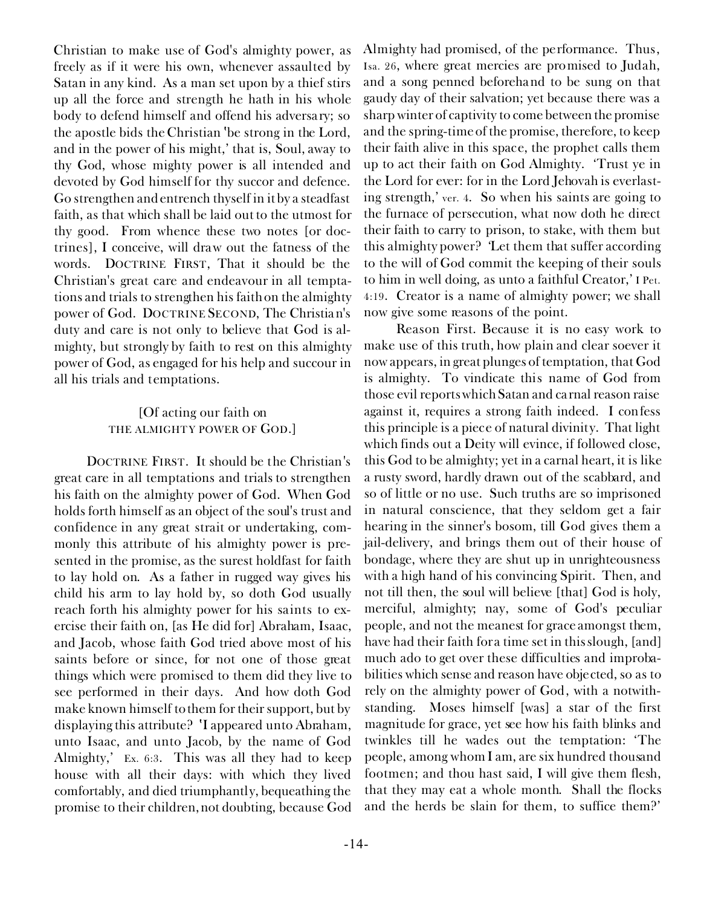Christian to make use of God's almighty power, as freely as if it were his own, whenever assaulted by Satan in any kind. As a man set upon by a thief stirs up all the force and strength he hath in his whole body to defend himself and offend his adversary; so the apostle bids the Christian 'be strong in the Lord, and in the power of his might,' that is, Soul, away to thy God, whose mighty power is all intended and devoted by God himself for thy succor and defence. Go strengthen and entrench thyself in it by a steadfast faith, as that which shall be laid out to the utmost for thy good. From whence these two notes [or doctrines], I conceive, will draw out the fatness of the words. DOCTRINE FIRST, That it should be the Christian's great care and endeavour in all temptations and trials to strengthen his faith on the almighty power of God. DOCTRINE SECOND, The Christian's duty and care is not only to believe that God is almighty, but strongly by faith to rest on this almighty power of God, as engaged for his help and succour in all his trials and temptations.

[Of acting our faith on
THE ALMIGHTY POWER OF GOD.]

DOCTRINE FIRST. It should be the Christian's great care in all temptations and trials to strengthen his faith on the almighty power of God. When God holds forth himself as an object of the soul's trust and confidence in any great strait or undertaking, commonly this attribute of his almighty power is presented in the promise, as the surest holdfast for faith to lay hold on. As a father in rugged way gives his child his arm to lay hold by, so doth God usually reach forth his almighty power for his saints to exercise their faith on, [as He did for] Abraham, Isaac, and Jacob, whose faith God tried above most of his saints before or since, for not one of those great things which were promised to them did they live to see performed in their days. And how doth God make known himself to them for their support, but by displaying this attribute? 'I appeared unto Abraham, unto Isaac, and unto Jacob, by the name of God Almighty,' Ex. 6:3. This was all they had to keep house with all their days: with which they lived comfortably, and died triumphantly, bequeathing the promise to their children, not doubting, because God Almighty had promised, of the performance. Thus, Isa. 26, where great mercies are promised to Judah, and a song penned beforehand to be sung on that gaudy day of their salvation; yet because there was a sharp winter of captivity to come between the promise and the spring-time of the promise, therefore, to keep their faith alive in this space, the prophet calls them up to act their faith on God Almighty. 'Trust ye in the Lord for ever: for in the Lord Jehovah is everlasting strength,' ver. 4. So when his saints are going to the furnace of persecution, what now doth he direct their faith to carry to prison, to stake, with them but this almighty power? 'Let them that suffer according to the will of God commit the keeping of their souls to him in well doing, as unto a faithful Creator,' I Pet. 4:19. Creator is a name of almighty power; we shall now give some reasons of the point.

Reason First. Because it is no easy work to make use of this truth, how plain and clear soever it now appears, in great plunges of temptation, that God is almighty. To vindicate this name of God from those evil reports which Satan and carnal reason raise against it, requires a strong faith indeed. I confess this principle is a piece of natural divinity. That light which finds out a Deity will evince, if followed close, this God to be almighty; yet in a carnal heart, it is like a rusty sword, hardly drawn out of the scabbard, and so of little or no use. Such truths are so imprisoned in natural conscience, that they seldom get a fair hearing in the sinner's bosom, till God gives them a jail-delivery, and brings them out of their house of bondage, where they are shut up in unrighteousness with a high hand of his convincing Spirit. Then, and not till then, the soul will believe [that] God is holy, merciful, almighty; nay, some of God's peculiar people, and not the meanest for grace amongst them, have had their faith for a time set in this slough, [and] much ado to get over these difficulties and improbabilities which sense and reason have objected, so as to rely on the almighty power of God, with a notwithstanding. Moses himself [was] a star of the first magnitude for grace, yet see how his faith blinks and twinkles till he wades out the temptation: 'The people, among whom I am, are six hundred thousand footmen; and thou hast said, I will give them flesh, that they may eat a whole month. Shall the flocks and the herds be slain for them, to suffice them?'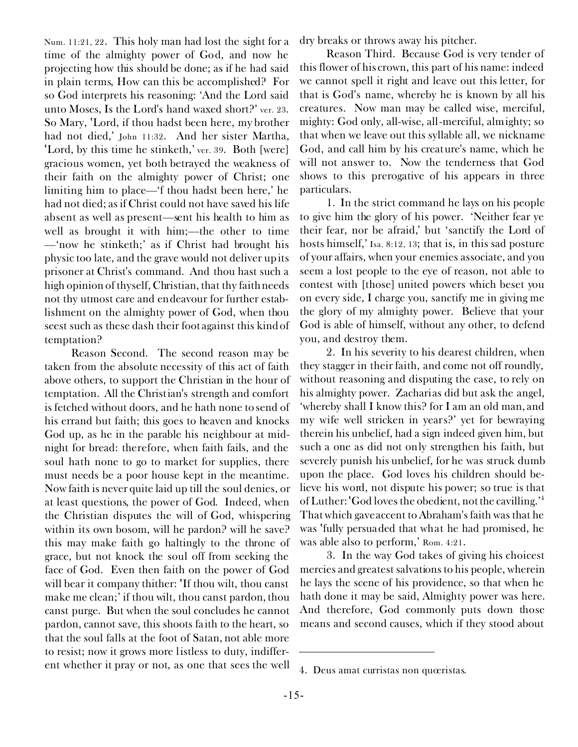Num. 11:21, 22. This holy man had lost the sight for a time of the almighty power of God, and now he projecting how this should be done; as if he had said in plain terms, How can this be accomplished? For so God interprets his reasoning: 'And the Lord said unto Moses, Is the Lord's hand waxed short?' ver. 23. So Mary, 'Lord, if thou hadst been here, my brother had not died,' John 11:32. And her sister Martha, 'Lord, by this time he stinketh,' ver. 39. Both [were] gracious women, yet both betrayed the weakness of their faith on the almighty power of Christ; one limiting him to place—'f thou hadst been here,' he had not died; as if Christ could not have saved his life absent as well as present—sent his health to him as well as brought it with him;—the other to time —'now he stinketh;' as if Christ had brought his physic too late, and the grave would not deliver up its prisoner at Christ's command. And thou hast such a high opinion of thyself, Christian, that thy faith needs not thy utmost care and endeavour for further establishment on the almighty power of God, when thou seest such as these dash their foot against this kind of temptation?

Reason Second. The second reason may be taken from the absolute necessity of this act of faith above others, to support the Christian in the hour of temptation. All the Christian's strength and comfort is fetched without doors, and he hath none to send of his errand but faith; this goes to heaven and knocks God up, as he in the parable his neighbour at midnight for bread: therefore, when faith fails, and the soul hath none to go to market for supplies, there must needs be a poor house kept in the meantime. Now faith is never quite laid up till the soul denies, or at least questions, the power of God. Indeed, when the Christian disputes the will of God, whispering within its own bosom, will he pardon? will he save? this may make faith go haltingly to the throne of grace, but not knock the soul off from seeking the face of God. Even then faith on the power of God will bear it company thither: 'If thou wilt, thou canst make me clean;' if thou wilt, thou canst pardon, thou canst purge. But when the soul concludes he cannot pardon, cannot save, this shoots faith to the heart, so that the soul falls at the foot of Satan, not able more to resist; now it grows more listless to duty, indifferent whether it pray or not, as one that sees the well dry breaks or throws away his pitcher.

Reason Third. Because God is very tender of this flower of his crown, this part of his name: indeed we cannot spell it right and leave out this letter, for that is God's name, whereby he is known by all his creatures. Now man may be called wise, merciful, mighty: God only, all-wise, all-merciful, almighty; so that when we leave out this syllable all, we nickname God, and call him by his creature's name, which he will not answer to. Now the tenderness that God shows to this prerogative of his appears in three particulars.

1. In the strict command he lays on his people to give him the glory of his power. 'Neither fear ye their fear, nor be afraid,' but 'sanctify the Lord of hosts himself,' Isa. 8:12, 13; that is, in this sad posture of your affairs, when your enemies associate, and you seem a lost people to the eye of reason, not able to contest with [those] united powers which beset you on every side, I charge you, sanctify me in giving me the glory of my almighty power. Believe that your God is able of himself, without any other, to defend you, and destroy them.

2. In his severity to his dearest children, when they stagger in their faith, and come not off roundly, without reasoning and disputing the case, to rely on his almighty power. Zacharias did but ask the angel, 'whereby shall I know this? for I am an old man, and my wife well stricken in years?' yet for bewraying therein his unbelief, had a sign indeed given him, but such a one as did not only strengthen his faith, but severely punish his unbelief, for he was struck dumb upon the place. God loves his children should believe his word, not dispute his power; so true is that of Luther: 'God loves the obedient, not the cavilling.'[4] That which gave accent to Abraham's faith was that he was 'fully persuaded that what he had promised, he was able also to perform,' Rom. 4:21.

3. In the way God takes of giving his choicest mercies and greatest salvations to his people, wherein he lays the scene of his providence, so that when he hath done it may be said, Almighty power was here. And therefore, God commonly puts down those means and second causes, which if they stood about

---

4. Deus amat curristas non quœristas.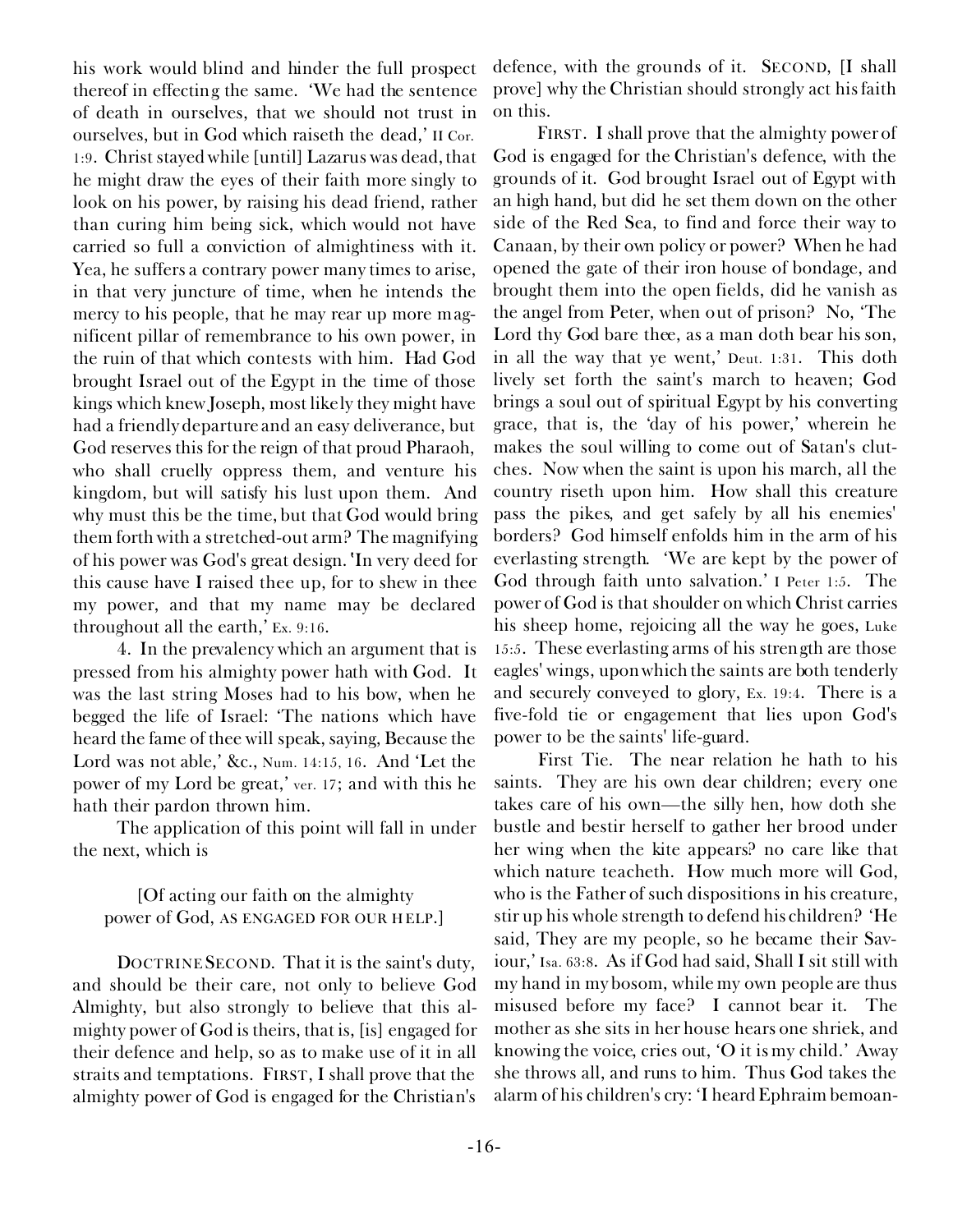his work would blind and hinder the full prospect thereof in effecting the same. 'We had the sentence of death in ourselves, that we should not trust in ourselves, but in God which raiseth the dead,' II Cor. 1:9. Christ stayed while [until] Lazarus was dead, that he might draw the eyes of their faith more singly to look on his power, by raising his dead friend, rather than curing him being sick, which would not have carried so full a conviction of almightiness with it. Yea, he suffers a contrary power many times to arise, in that very juncture of time, when he intends the mercy to his people, that he may rear up more magnificent pillar of remembrance to his own power, in the ruin of that which contests with him. Had God brought Israel out of the Egypt in the time of those kings which knew Joseph, most likely they might have had a friendly departure and an easy deliverance, but God reserves this for the reign of that proud Pharaoh, who shall cruelly oppress them, and venture his kingdom, but will satisfy his lust upon them. And why must this be the time, but that God would bring them forth with a stretched-out arm? The magnifying of his power was God's great design. 'In very deed for this cause have I raised thee up, for to shew in thee my power, and that my name may be declared throughout all the earth,' Ex. 9:16.

4. In the prevalency which an argument that is pressed from his almighty power hath with God. It was the last string Moses had to his bow, when he begged the life of Israel: 'The nations which have heard the fame of thee will speak, saying, Because the Lord was not able,' &c., Num. 14:15, 16. And 'Let the power of my Lord be great,' ver. 17; and with this he hath their pardon thrown him.

The application of this point will fall in under the next, which is

[Of acting our faith on the almighty power of God, AS ENGAGED FOR OUR HELP.]

DOCTRINE SECOND. That it is the saint's duty, and should be their care, not only to believe God Almighty, but also strongly to believe that this almighty power of God is theirs, that is, [is] engaged for their defence and help, so as to make use of it in all straits and temptations. FIRST, I shall prove that the almighty power of God is engaged for the Christian's defence, with the grounds of it. SECOND, [I shall prove] why the Christian should strongly act his faith on this.

FIRST. I shall prove that the almighty power of God is engaged for the Christian's defence, with the grounds of it. God brought Israel out of Egypt with an high hand, but did he set them down on the other side of the Red Sea, to find and force their way to Canaan, by their own policy or power? When he had opened the gate of their iron house of bondage, and brought them into the open fields, did he vanish as the angel from Peter, when out of prison? No, 'The Lord thy God bare thee, as a man doth bear his son, in all the way that ye went,' Deut. 1:31. This doth lively set forth the saint's march to heaven; God brings a soul out of spiritual Egypt by his converting grace, that is, the 'day of his power,' wherein he makes the soul willing to come out of Satan's clutches. Now when the saint is upon his march, all the country riseth upon him. How shall this creature pass the pikes, and get safely by all his enemies' borders? God himself enfolds him in the arm of his everlasting strength. 'We are kept by the power of God through faith unto salvation.' I Peter 1:5. The power of God is that shoulder on which Christ carries his sheep home, rejoicing all the way he goes, Luke 15:5. These everlasting arms of his strength are those eagles' wings, upon which the saints are both tenderly and securely conveyed to glory, Ex. 19:4. There is a five-fold tie or engagement that lies upon God's power to be the saints' life-guard.

First Tie. The near relation he hath to his saints. They are his own dear children; every one takes care of his own—the silly hen, how doth she bustle and bestir herself to gather her brood under her wing when the kite appears? no care like that which nature teacheth. How much more will God, who is the Father of such dispositions in his creature, stir up his whole strength to defend his children? 'He said, They are my people, so he became their Saviour,' Isa. 63:8. As if God had said, Shall I sit still with my hand in my bosom, while my own people are thus misused before my face? I cannot bear it. The mother as she sits in her house hears one shriek, and knowing the voice, cries out, 'O it is my child.' Away she throws all, and runs to him. Thus God takes the alarm of his children's cry: 'I heard Ephraim bemoan-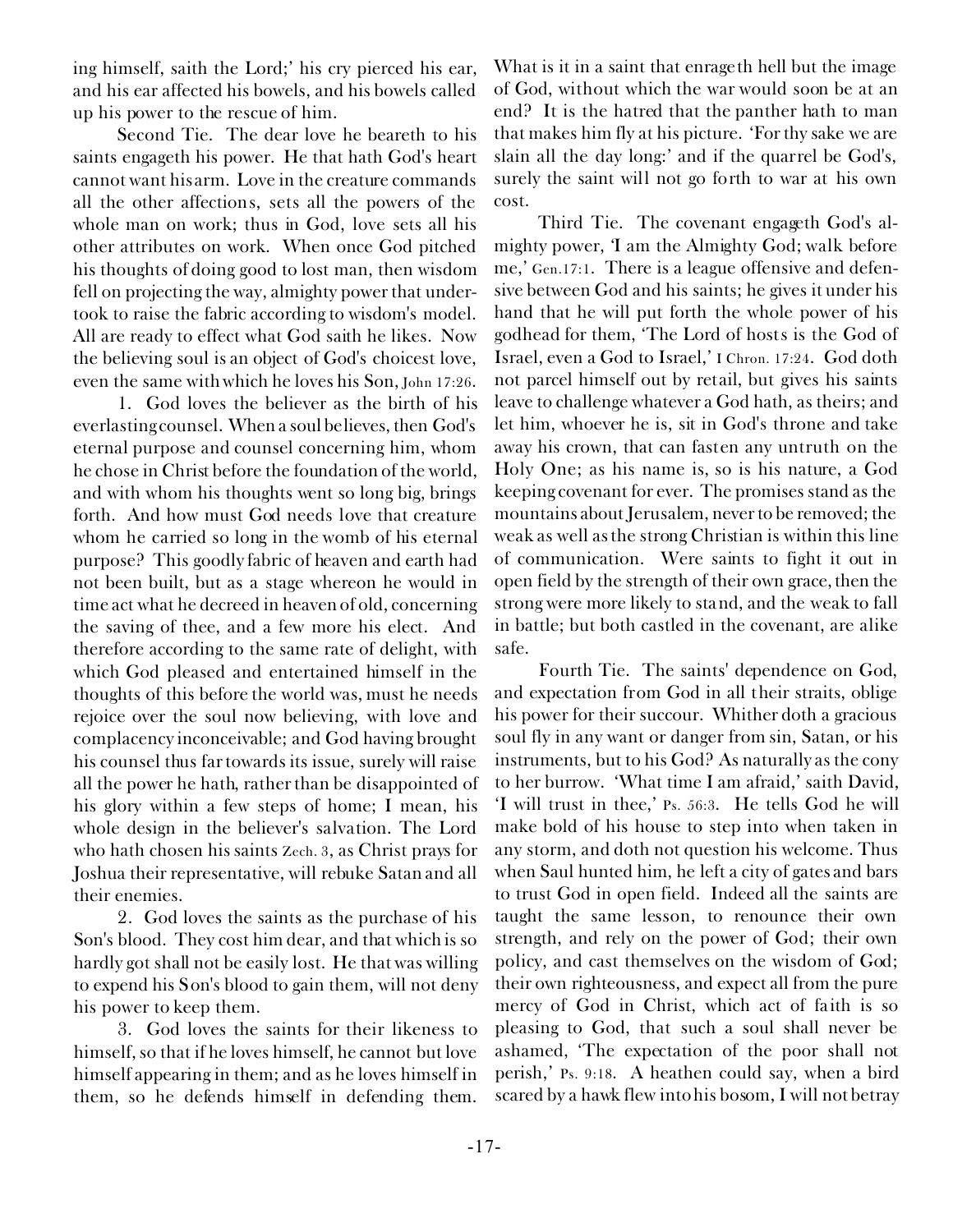ing himself, saith the Lord;' his cry pierced his ear, and his ear affected his bowels, and his bowels called up his power to the rescue of him.

Second Tie. The dear love he beareth to his saints engageth his power. He that hath God's heart cannot want his arm. Love in the creature commands all the other affections, sets all the powers of the whole man on work; thus in God, love sets all his other attributes on work. When once God pitched his thoughts of doing good to lost man, then wisdom fell on projecting the way, almighty power that undertook to raise the fabric according to wisdom's model. All are ready to effect what God saith he likes. Now the believing soul is an object of God's choicest love, even the same with which he loves his Son, John 17:26.

1. God loves the believer as the birth of his everlasting counsel. When a soul believes, then God's eternal purpose and counsel concerning him, whom he chose in Christ before the foundation of the world, and with whom his thoughts went so long big, brings forth. And how must God needs love that creature whom he carried so long in the womb of his eternal purpose? This goodly fabric of heaven and earth had not been built, but as a stage whereon he would in time act what he decreed in heaven of old, concerning the saving of thee, and a few more his elect. And therefore according to the same rate of delight, with which God pleased and entertained himself in the thoughts of this before the world was, must he needs rejoice over the soul now believing, with love and complacency inconceivable; and God having brought his counsel thus far towards its issue, surely will raise all the power he hath, rather than be disappointed of his glory within a few steps of home; I mean, his whole design in the believer's salvation. The Lord who hath chosen his saints Zech. 3, as Christ prays for Joshua their representative, will rebuke Satan and all their enemies.

2. God loves the saints as the purchase of his Son's blood. They cost him dear, and that which is so hardly got shall not be easily lost. He that was willing to expend his Son's blood to gain them, will not deny his power to keep them.

3. God loves the saints for their likeness to himself, so that if he loves himself, he cannot but love himself appearing in them; and as he loves himself in them, so he defends himself in defending them. What is it in a saint that enrageth hell but the image of God, without which the war would soon be at an end? It is the hatred that the panther hath to man that makes him fly at his picture. 'For thy sake we are slain all the day long:' and if the quarrel be God's, surely the saint will not go forth to war at his own cost.

Third Tie. The covenant engageth God's almighty power, 'I am the Almighty God; walk before me,' Gen.17:1. There is a league offensive and defensive between God and his saints; he gives it under his hand that he will put forth the whole power of his godhead for them, 'The Lord of hosts is the God of Israel, even a God to Israel,' I Chron. 17:24. God doth not parcel himself out by retail, but gives his saints leave to challenge whatever a God hath, as theirs; and let him, whoever he is, sit in God's throne and take away his crown, that can fasten any untruth on the Holy One; as his name is, so is his nature, a God keeping covenant for ever. The promises stand as the mountains about Jerusalem, never to be removed; the weak as well as the strong Christian is within this line of communication. Were saints to fight it out in open field by the strength of their own grace, then the strong were more likely to stand, and the weak to fall in battle; but both castled in the covenant, are alike safe.

Fourth Tie. The saints' dependence on God, and expectation from God in all their straits, oblige his power for their succour. Whither doth a gracious soul fly in any want or danger from sin, Satan, or his instruments, but to his God? As naturally as the cony to her burrow. 'What time I am afraid,' saith David, 'I will trust in thee,' Ps. 56:3. He tells God he will make bold of his house to step into when taken in any storm, and doth not question his welcome. Thus when Saul hunted him, he left a city of gates and bars to trust God in open field. Indeed all the saints are taught the same lesson, to renounce their own strength, and rely on the power of God; their own policy, and cast themselves on the wisdom of God; their own righteousness, and expect all from the pure mercy of God in Christ, which act of faith is so pleasing to God, that such a soul shall never be ashamed, 'The expectation of the poor shall not perish,' Ps. 9:18. A heathen could say, when a bird scared by a hawk flew into his bosom, I will not betray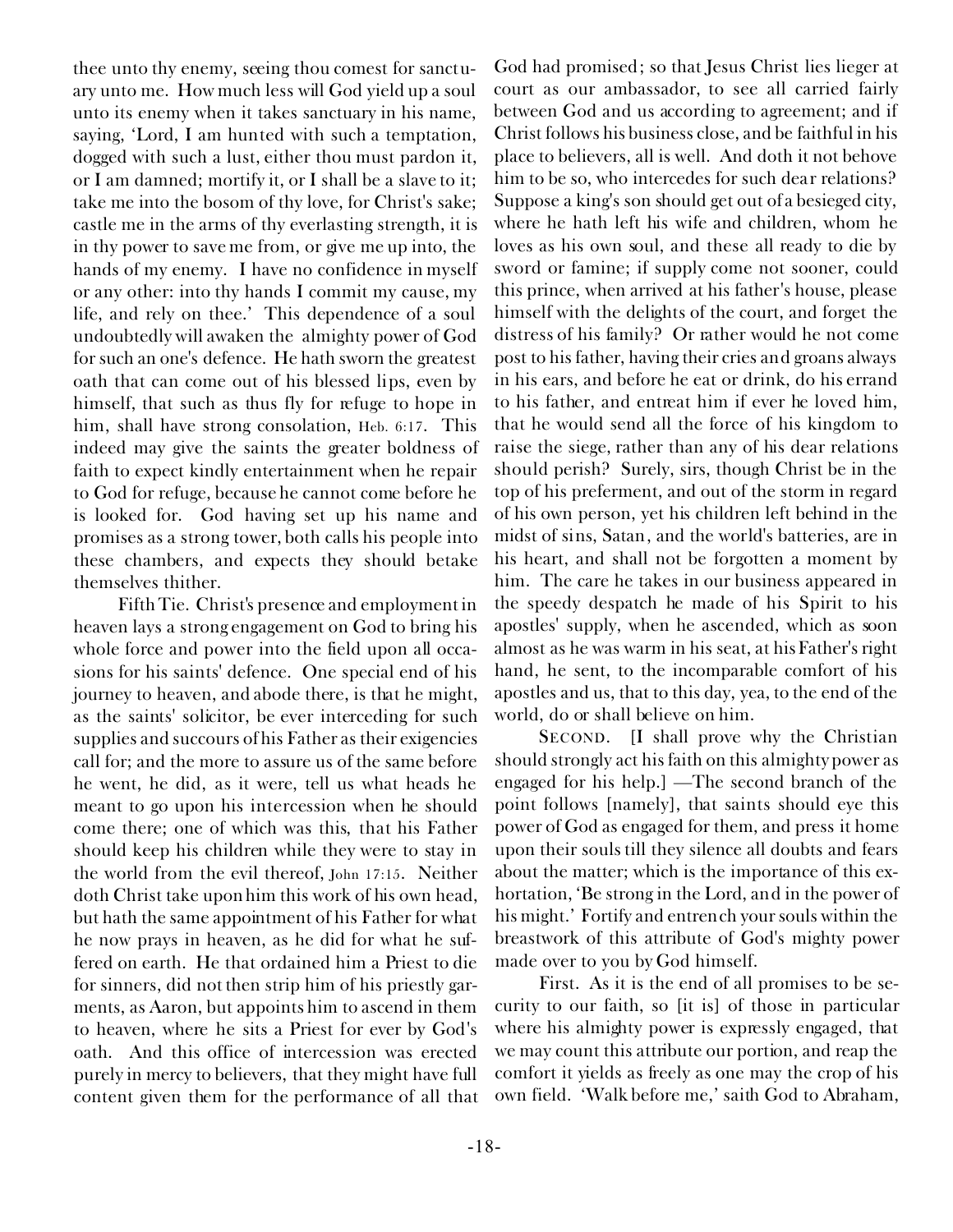thee unto thy enemy, seeing thou comest for sanctuary unto me. How much less will God yield up a soul unto its enemy when it takes sanctuary in his name, saying, 'Lord, I am hunted with such a temptation, dogged with such a lust, either thou must pardon it, or I am damned; mortify it, or I shall be a slave to it; take me into the bosom of thy love, for Christ's sake; castle me in the arms of thy everlasting strength, it is in thy power to save me from, or give me up into, the hands of my enemy. I have no confidence in myself or any other: into thy hands I commit my cause, my life, and rely on thee.' This dependence of a soul undoubtedly will awaken the almighty power of God for such an one's defence. He hath sworn the greatest oath that can come out of his blessed lips, even by himself, that such as thus fly for refuge to hope in him, shall have strong consolation, Heb. 6:17. This indeed may give the saints the greater boldness of faith to expect kindly entertainment when he repair to God for refuge, because he cannot come before he is looked for. God having set up his name and promises as a strong tower, both calls his people into these chambers, and expects they should betake themselves thither.

Fifth Tie. Christ's presence and employment in heaven lays a strong engagement on God to bring his whole force and power into the field upon all occasions for his saints' defence. One special end of his journey to heaven, and abode there, is that he might, as the saints' solicitor, be ever interceding for such supplies and succours of his Father as their exigencies call for; and the more to assure us of the same before he went, he did, as it were, tell us what heads he meant to go upon his intercession when he should come there; one of which was this, that his Father should keep his children while they were to stay in the world from the evil thereof, John 17:15. Neither doth Christ take upon him this work of his own head, but hath the same appointment of his Father for what he now prays in heaven, as he did for what he suffered on earth. He that ordained him a Priest to die for sinners, did not then strip him of his priestly garments, as Aaron, but appoints him to ascend in them to heaven, where he sits a Priest for ever by God's oath. And this office of intercession was erected purely in mercy to believers, that they might have full content given them for the performance of all that God had promised; so that Jesus Christ lies lieger at court as our ambassador, to see all carried fairly between God and us according to agreement; and if Christ follows his business close, and be faithful in his place to believers, all is well. And doth it not behove him to be so, who intercedes for such dear relations? Suppose a king's son should get out of a besieged city, where he hath left his wife and children, whom he loves as his own soul, and these all ready to die by sword or famine; if supply come not sooner, could this prince, when arrived at his father's house, please himself with the delights of the court, and forget the distress of his family? Or rather would he not come post to his father, having their cries and groans always in his ears, and before he eat or drink, do his errand to his father, and entreat him if ever he loved him, that he would send all the force of his kingdom to raise the siege, rather than any of his dear relations should perish? Surely, sirs, though Christ be in the top of his preferment, and out of the storm in regard of his own person, yet his children left behind in the midst of sins, Satan, and the world's batteries, are in his heart, and shall not be forgotten a moment by him. The care he takes in our business appeared in the speedy despatch he made of his Spirit to his apostles' supply, when he ascended, which as soon almost as he was warm in his seat, at his Father's right hand, he sent, to the incomparable comfort of his apostles and us, that to this day, yea, to the end of the world, do or shall believe on him.

SECOND. [I shall prove why the Christian should strongly act his faith on this almighty power as engaged for his help.] —The second branch of the point follows [namely], that saints should eye this power of God as engaged for them, and press it home upon their souls till they silence all doubts and fears about the matter; which is the importance of this exhortation, 'Be strong in the Lord, and in the power of his might.' Fortify and entrench your souls within the breastwork of this attribute of God's mighty power made over to you by God himself.

First. As it is the end of all promises to be security to our faith, so [it is] of those in particular where his almighty power is expressly engaged, that we may count this attribute our portion, and reap the comfort it yields as freely as one may the crop of his own field. 'Walk before me,' saith God to Abraham,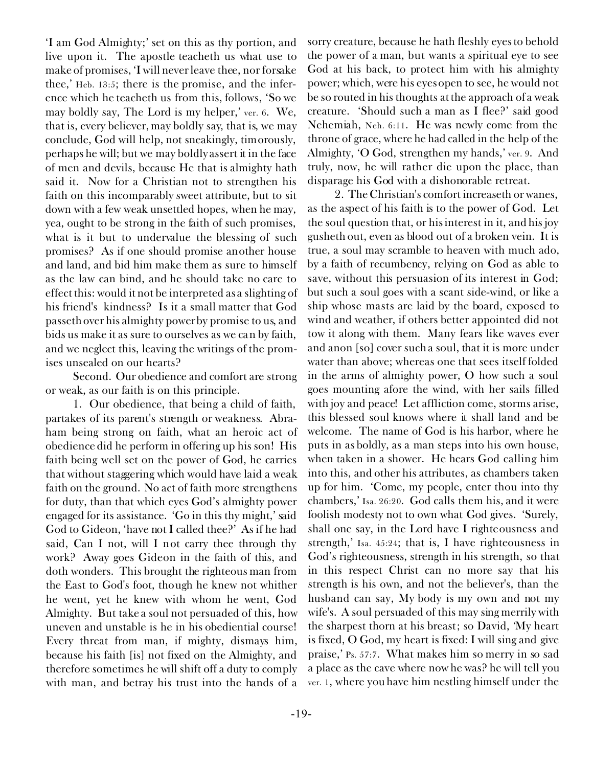'I am God Almighty;' set on this as thy portion, and live upon it. The apostle teacheth us what use to make of promises, 'I will never leave thee, nor forsake thee,' Heb. 13:5; there is the promise, and the inference which he teacheth us from this, follows, 'So we may boldly say, The Lord is my helper,' ver. 6. We, that is, every believer, may boldly say, that is, we may conclude, God will help, not sneakingly, timorously, perhaps he will; but we may boldly assert it in the face of men and devils, because He that is almighty hath said it. Now for a Christian not to strengthen his faith on this incomparably sweet attribute, but to sit down with a few weak unsettled hopes, when he may, yea, ought to be strong in the faith of such promises, what is it but to undervalue the blessing of such promises? As if one should promise another house and land, and bid him make them as sure to himself as the law can bind, and he should take no care to effect this: would it not be interpreted as a slighting of his friend's kindness? Is it a small matter that God passeth over his almighty power by promise to us, and bids us make it as sure to ourselves as we can by faith, and we neglect this, leaving the writings of the promises unsealed on our hearts?

Second. Our obedience and comfort are strong or weak, as our faith is on this principle.

1. Our obedience, that being a child of faith, partakes of its parent's strength or weakness. Abraham being strong on faith, what an heroic act of obedience did he perform in offering up his son! His faith being well set on the power of God, he carries that without staggering which would have laid a weak faith on the ground. No act of faith more strengthens for duty, than that which eyes God's almighty power engaged for its assistance. 'Go in this thy might,' said God to Gideon, 'have not I called thee?' As if he had said, Can I not, will I not carry thee through thy work? Away goes Gideon in the faith of this, and doth wonders. This brought the righteous man from the East to God's foot, though he knew not whither he went, yet he knew with whom he went, God Almighty. But take a soul not persuaded of this, how uneven and unstable is he in his obediential course! Every threat from man, if mighty, dismays him, because his faith [is] not fixed on the Almighty, and therefore sometimes he will shift off a duty to comply with man, and betray his trust into the hands of a sorry creature, because he hath fleshly eyes to behold the power of a man, but wants a spiritual eye to see God at his back, to protect him with his almighty power; which, were his eyes open to see, he would not be so routed in his thoughts at the approach of a weak creature. 'Should such a man as I flee?' said good Nehemiah, Neh. 6:11. He was newly come from the throne of grace, where he had called in the help of the Almighty, 'O God, strengthen my hands,' ver. 9. And truly, now, he will rather die upon the place, than disparage his God with a dishonorable retreat.

2. The Christian's comfort increaseth or wanes, as the aspect of his faith is to the power of God. Let the soul question that, or his interest in it, and his joy gusheth out, even as blood out of a broken vein. It is true, a soul may scramble to heaven with much ado, by a faith of recumbency, relying on God as able to save, without this persuasion of its interest in God; but such a soul goes with a scant side-wind, or like a ship whose masts are laid by the board, exposed to wind and weather, if others better appointed did not tow it along with them. Many fears like waves ever and anon [so] cover such a soul, that it is more under water than above; whereas one that sees itself folded in the arms of almighty power, O how such a soul goes mounting afore the wind, with her sails filled with joy and peace! Let affliction come, storms arise, this blessed soul knows where it shall land and be welcome. The name of God is his harbor, where he puts in as boldly, as a man steps into his own house, when taken in a shower. He hears God calling him into this, and other his attributes, as chambers taken up for him. 'Come, my people, enter thou into thy chambers,' Isa. 26:20. God calls them his, and it were foolish modesty not to own what God gives. 'Surely, shall one say, in the Lord have I righteousness and strength,' Isa. 45:24; that is, I have righteousness in God's righteousness, strength in his strength, so that in this respect Christ can no more say that his strength is his own, and not the believer's, than the husband can say, My body is my own and not my wife's. A soul persuaded of this may sing merrily with the sharpest thorn at his breast; so David, 'My heart is fixed, O God, my heart is fixed: I will sing and give praise,' Ps. 57:7. What makes him so merry in so sad a place as the cave where now he was? he will tell you ver. 1, where you have him nestling himself under the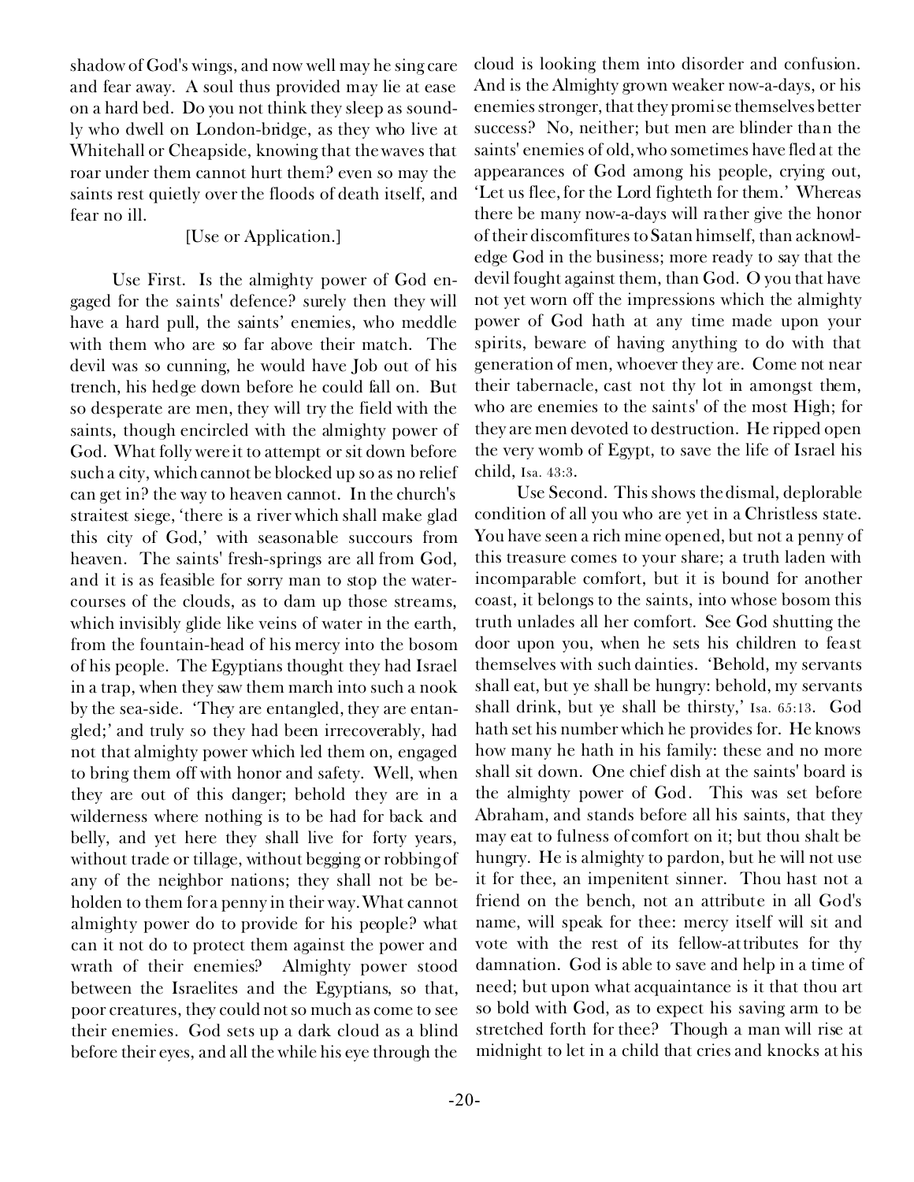shadow of God's wings, and now well may he sing care and fear away. A soul thus provided may lie at ease on a hard bed. Do you not think they sleep as soundly who dwell on London-bridge, as they who live at Whitehall or Cheapside, knowing that the waves that roar under them cannot hurt them? even so may the saints rest quietly over the floods of death itself, and fear no ill.

[Use or Application.]

Use First. Is the almighty power of God engaged for the saints' defence? surely then they will have a hard pull, the saints' enemies, who meddle with them who are so far above their match. The devil was so cunning, he would have Job out of his trench, his hedge down before he could fall on. But so desperate are men, they will try the field with the saints, though encircled with the almighty power of God. What folly were it to attempt or sit down before such a city, which cannot be blocked up so as no relief can get in? the way to heaven cannot. In the church's straitest siege, 'there is a river which shall make glad this city of God,' with seasonable succours from heaven. The saints' fresh-springs are all from God, and it is as feasible for sorry man to stop the water-courses of the clouds, as to dam up those streams, which invisibly glide like veins of water in the earth, from the fountain-head of his mercy into the bosom of his people. The Egyptians thought they had Israel in a trap, when they saw them march into such a nook by the sea-side. 'They are entangled, they are entangled;' and truly so they had been irrecoverably, had not that almighty power which led them on, engaged to bring them off with honor and safety. Well, when they are out of this danger; behold they are in a wilderness where nothing is to be had for back and belly, and yet here they shall live for forty years, without trade or tillage, without begging or robbing of any of the neighbor nations; they shall not be beholden to them for a penny in their way. What cannot almighty power do to provide for his people? what can it not do to protect them against the power and wrath of their enemies? Almighty power stood between the Israelites and the Egyptians, so that, poor creatures, they could not so much as come to see their enemies. God sets up a dark cloud as a blind before their eyes, and all the while his eye through the cloud is looking them into disorder and confusion. And is the Almighty grown weaker now-a-days, or his enemies stronger, that they promise themselves better success? No, neither; but men are blinder than the saints' enemies of old, who sometimes have fled at the appearances of God among his people, crying out, 'Let us flee, for the Lord fighteth for them.' Whereas there be many now-a-days will rather give the honor of their discomfitures to Satan himself, than acknowledge God in the business; more ready to say that the devil fought against them, than God. O you that have not yet worn off the impressions which the almighty power of God hath at any time made upon your spirits, beware of having anything to do with that generation of men, whoever they are. Come not near their tabernacle, cast not thy lot in amongst them, who are enemies to the saints' of the most High; for they are men devoted to destruction. He ripped open the very womb of Egypt, to save the life of Israel his child, Isa. 43:3.

Use Second. This shows the dismal, deplorable condition of all you who are yet in a Christless state. You have seen a rich mine opened, but not a penny of this treasure comes to your share; a truth laden with incomparable comfort, but it is bound for another coast, it belongs to the saints, into whose bosom this truth unlades all her comfort. See God shutting the door upon you, when he sets his children to feast themselves with such dainties. 'Behold, my servants shall eat, but ye shall be hungry: behold, my servants shall drink, but ye shall be thirsty,' Isa. 65:13. God hath set his number which he provides for. He knows how many he hath in his family: these and no more shall sit down. One chief dish at the saints' board is the almighty power of God. This was set before Abraham, and stands before all his saints, that they may eat to fulness of comfort on it; but thou shalt be hungry. He is almighty to pardon, but he will not use it for thee, an impenitent sinner. Thou hast not a friend on the bench, not an attribute in all God's name, will speak for thee: mercy itself will sit and vote with the rest of its fellow-attributes for thy damnation. God is able to save and help in a time of need; but upon what acquaintance is it that thou art so bold with God, as to expect his saving arm to be stretched forth for thee? Though a man will rise at midnight to let in a child that cries and knocks at his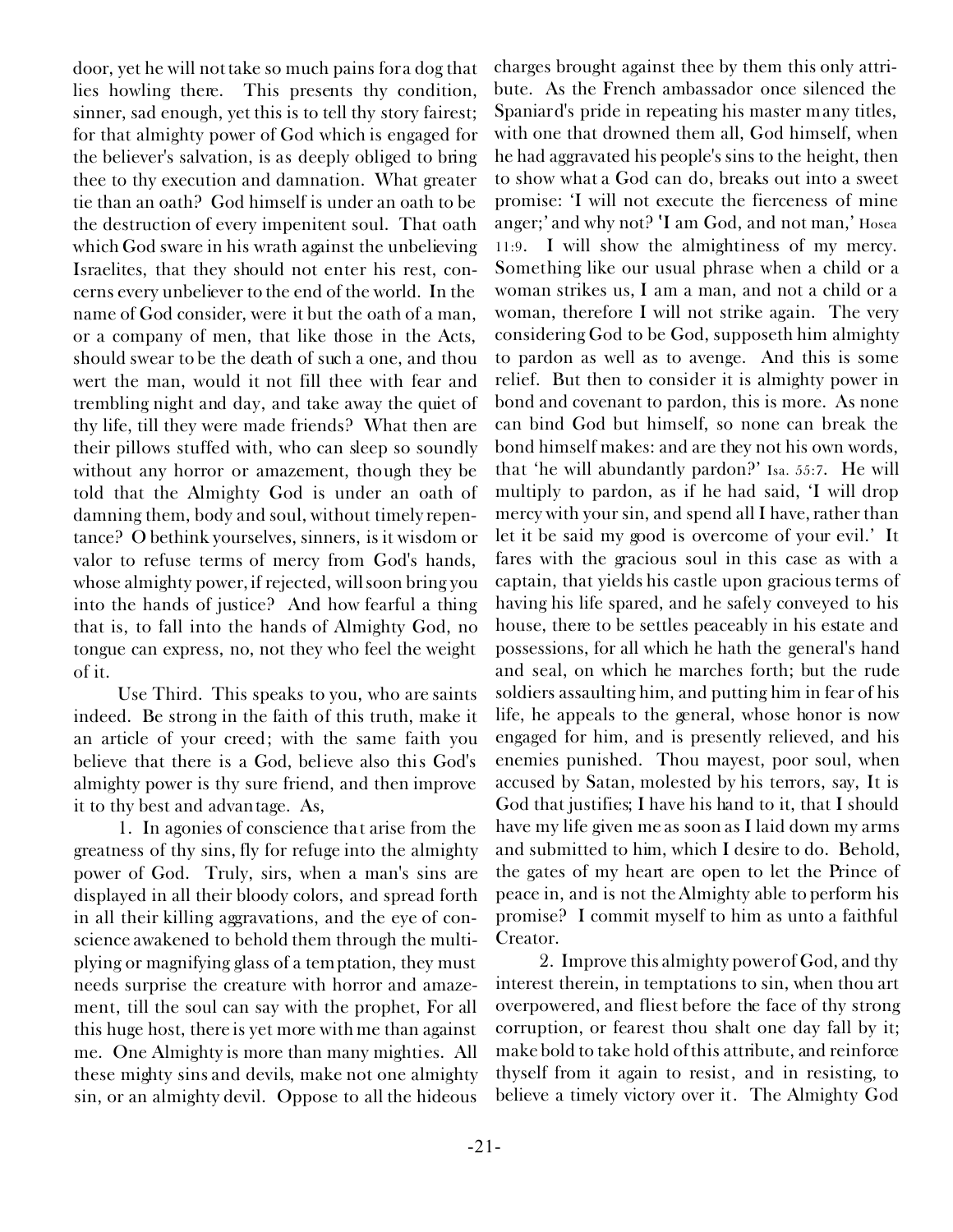door, yet he will not take so much pains for a dog that lies howling there. This presents thy condition, sinner, sad enough, yet this is to tell thy story fairest; for that almighty power of God which is engaged for the believer's salvation, is as deeply obliged to bring thee to thy execution and damnation. What greater tie than an oath? God himself is under an oath to be the destruction of every impenitent soul. That oath which God sware in his wrath against the unbelieving Israelites, that they should not enter his rest, concerns every unbeliever to the end of the world. In the name of God consider, were it but the oath of a man, or a company of men, that like those in the Acts, should swear to be the death of such a one, and thou wert the man, would it not fill thee with fear and trembling night and day, and take away the quiet of thy life, till they were made friends? What then are their pillows stuffed with, who can sleep so soundly without any horror or amazement, though they be told that the Almighty God is under an oath of damning them, body and soul, without timely repentance? O bethink yourselves, sinners, is it wisdom or valor to refuse terms of mercy from God's hands, whose almighty power, if rejected, will soon bring you into the hands of justice? And how fearful a thing that is, to fall into the hands of Almighty God, no tongue can express, no, not they who feel the weight of it.

Use Third. This speaks to you, who are saints indeed. Be strong in the faith of this truth, make it an article of your creed; with the same faith you believe that there is a God, believe also this God's almighty power is thy sure friend, and then improve it to thy best and advantage. As,

1. In agonies of conscience that arise from the greatness of thy sins, fly for refuge into the almighty power of God. Truly, sirs, when a man's sins are displayed in all their bloody colors, and spread forth in all their killing aggravations, and the eye of conscience awakened to behold them through the multiplying or magnifying glass of a temptation, they must needs surprise the creature with horror and amazement, till the soul can say with the prophet, For all this huge host, there is yet more with me than against me. One Almighty is more than many mighties. All these mighty sins and devils, make not one almighty sin, or an almighty devil. Oppose to all the hideous charges brought against thee by them this only attribute. As the French ambassador once silenced the Spaniard's pride in repeating his master many titles, with one that drowned them all, God himself, when he had aggravated his people's sins to the height, then to show what a God can do, breaks out into a sweet promise: 'I will not execute the fierceness of mine anger;' and why not? 'I am God, and not man,' Hosea 11:9. I will show the almightiness of my mercy. Something like our usual phrase when a child or a woman strikes us, I am a man, and not a child or a woman, therefore I will not strike again. The very considering God to be God, supposeth him almighty to pardon as well as to avenge. And this is some relief. But then to consider it is almighty power in bond and covenant to pardon, this is more. As none can bind God but himself, so none can break the bond himself makes: and are they not his own words, that 'he will abundantly pardon?' Isa. 55:7. He will multiply to pardon, as if he had said, 'I will drop mercy with your sin, and spend all I have, rather than let it be said my good is overcome of your evil.' It fares with the gracious soul in this case as with a captain, that yields his castle upon gracious terms of having his life spared, and he safely conveyed to his house, there to be settles peaceably in his estate and possessions, for all which he hath the general's hand and seal, on which he marches forth; but the rude soldiers assaulting him, and putting him in fear of his life, he appeals to the general, whose honor is now engaged for him, and is presently relieved, and his enemies punished. Thou mayest, poor soul, when accused by Satan, molested by his terrors, say, It is God that justifies; I have his hand to it, that I should have my life given me as soon as I laid down my arms and submitted to him, which I desire to do. Behold, the gates of my heart are open to let the Prince of peace in, and is not the Almighty able to perform his promise? I commit myself to him as unto a faithful Creator.

2. Improve this almighty power of God, and thy interest therein, in temptations to sin, when thou art overpowered, and fliest before the face of thy strong corruption, or fearest thou shalt one day fall by it; make bold to take hold of this attribute, and reinforce thyself from it again to resist, and in resisting, to believe a timely victory over it. The Almighty God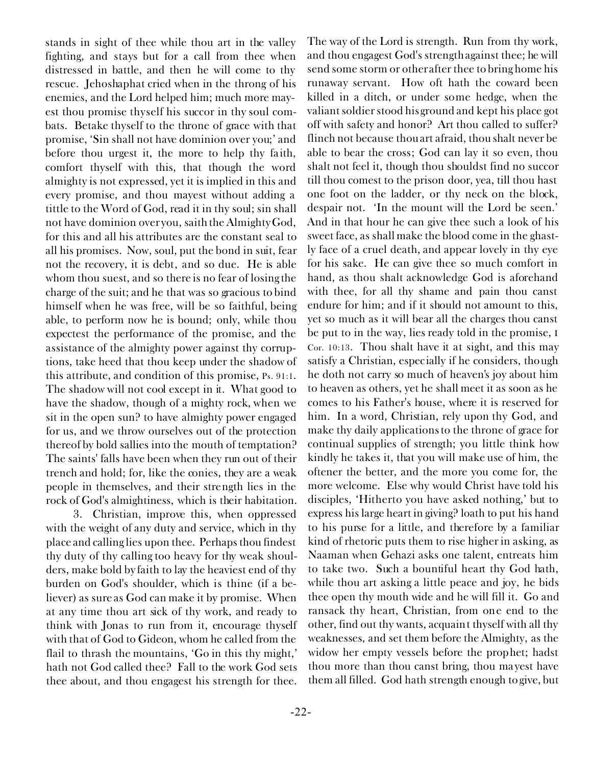stands in sight of thee while thou art in the valley fighting, and stays but for a call from thee when distressed in battle, and then he will come to thy rescue. Jehoshaphat cried when in the throng of his enemies, and the Lord helped him; much more mayest thou promise thyself his succor in thy soul combats. Betake thyself to the throne of grace with that promise, 'Sin shall not have dominion over you;' and before thou urgest it, the more to help thy faith, comfort thyself with this, that though the word almighty is not expressed, yet it is implied in this and every promise, and thou mayest without adding a tittle to the Word of God, read it in thy soul; sin shall not have dominion over you, saith the Almighty God, for this and all his attributes are the constant seal to all his promises. Now, soul, put the bond in suit, fear not the recovery, it is debt, and so due. He is able whom thou suest, and so there is no fear of losing the charge of the suit; and he that was so gracious to bind himself when he was free, will be so faithful, being able, to perform now he is bound; only, while thou expectest the performance of the promise, and the assistance of the almighty power against thy corruptions, take heed that thou keep under the shadow of this attribute, and condition of this promise, Ps. 91:1. The shadow will not cool except in it. What good to have the shadow, though of a mighty rock, when we sit in the open sun? to have almighty power engaged for us, and we throw ourselves out of the protection thereof by bold sallies into the mouth of temptation? The saints' falls have been when they run out of their trench and hold; for, like the conies, they are a weak people in themselves, and their strength lies in the rock of God's almightiness, which is their habitation.

3. Christian, improve this, when oppressed with the weight of any duty and service, which in thy place and calling lies upon thee. Perhaps thou findest thy duty of thy calling too heavy for thy weak shoulders, make bold by faith to lay the heaviest end of thy burden on God's shoulder, which is thine (if a believer) as sure as God can make it by promise. When at any time thou art sick of thy work, and ready to think with Jonas to run from it, encourage thyself with that of God to Gideon, whom he called from the flail to thrash the mountains, 'Go in this thy might,' hath not God called thee? Fall to the work God sets thee about, and thou engagest his strength for thee. The way of the Lord is strength. Run from thy work, and thou engagest God's strength against thee; he will send some storm or other after thee to bring home his runaway servant. How oft hath the coward been killed in a ditch, or under some hedge, when the valiant soldier stood his ground and kept his place got off with safety and honor? Art thou called to suffer? flinch not because thou art afraid, thou shalt never be able to bear the cross; God can lay it so even, thou shalt not feel it, though thou shouldst find no succor till thou comest to the prison door, yea, till thou hast one foot on the ladder, or thy neck on the block, despair not. 'In the mount will the Lord be seen.' And in that hour he can give thee such a look of his sweet face, as shall make the blood come in the ghastly face of a cruel death, and appear lovely in thy eye for his sake. He can give thee so much comfort in hand, as thou shalt acknowledge God is aforehand with thee, for all thy shame and pain thou canst endure for him; and if it should not amount to this, yet so much as it will bear all the charges thou canst be put to in the way, lies ready told in the promise, 1 Cor. 10:13. Thou shalt have it at sight, and this may satisfy a Christian, especially if he considers, though he doth not carry so much of heaven's joy about him to heaven as others, yet he shall meet it as soon as he comes to his Father's house, where it is reserved for him. In a word, Christian, rely upon thy God, and make thy daily applications to the throne of grace for continual supplies of strength; you little think how kindly he takes it, that you will make use of him, the oftener the better, and the more you come for, the more welcome. Else why would Christ have told his disciples, 'Hitherto you have asked nothing,' but to express his large heart in giving? loath to put his hand to his purse for a little, and therefore by a familiar kind of rhetoric puts them to rise higher in asking, as Naaman when Gehazi asks one talent, entreats him to take two. Such a bountiful heart thy God hath, while thou art asking a little peace and joy, he bids thee open thy mouth wide and he will fill it. Go and ransack thy heart, Christian, from one end to the other, find out thy wants, acquaint thyself with all thy weaknesses, and set them before the Almighty, as the widow her empty vessels before the prophet; hadst thou more than thou canst bring, thou mayest have them all filled. God hath strength enough to give, but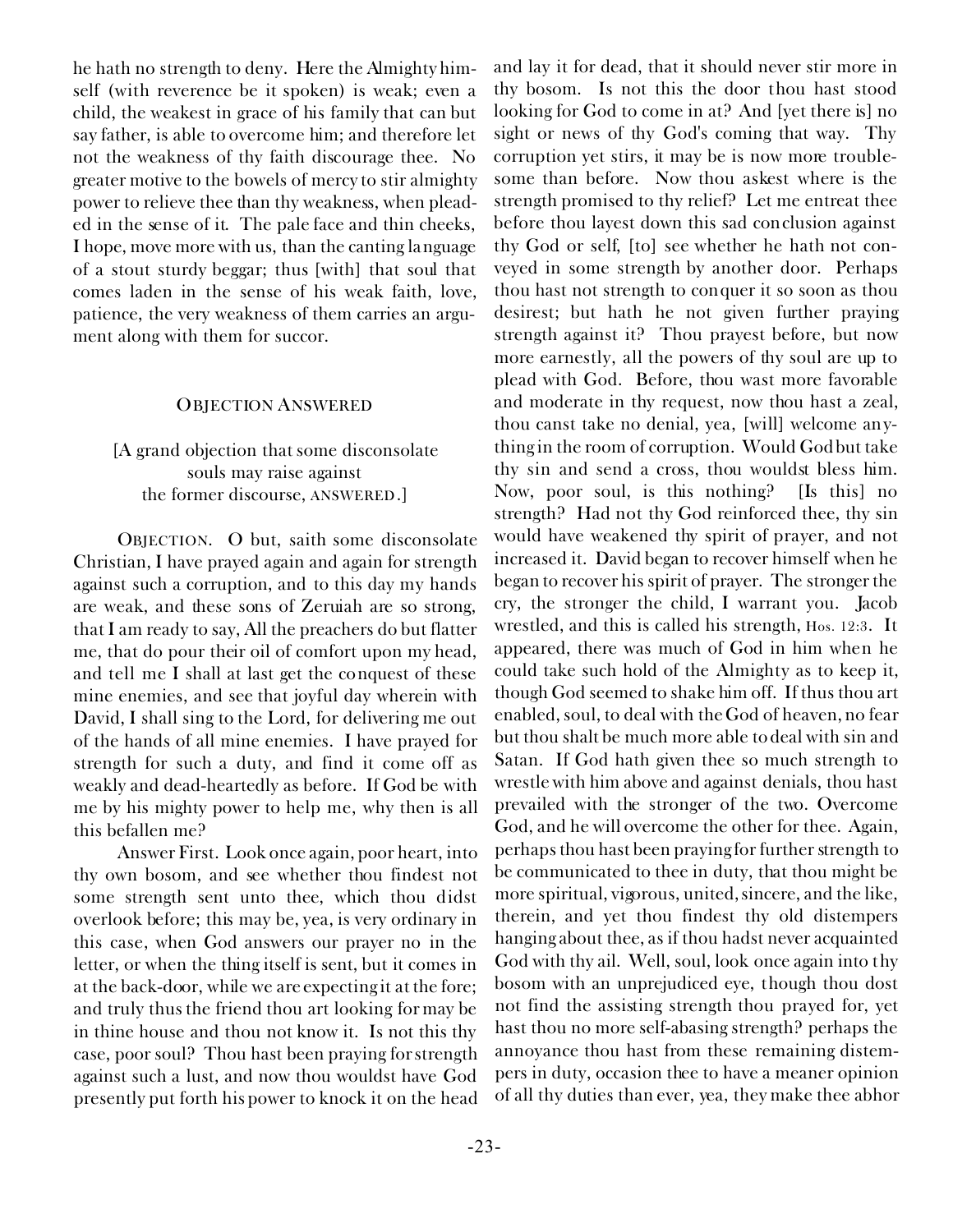he hath no strength to deny. Here the Almighty himself (with reverence be it spoken) is weak; even a child, the weakest in grace of his family that can but say father, is able to overcome him; and therefore let not the weakness of thy faith discourage thee. No greater motive to the bowels of mercy to stir almighty power to relieve thee than thy weakness, when pleaded in the sense of it. The pale face and thin cheeks, I hope, move more with us, than the canting language of a stout sturdy beggar; thus [with] that soul that comes laden in the sense of his weak faith, love, patience, the very weakness of them carries an argument along with them for succor.

### OBJECTION ANSWERED

[A grand objection that some disconsolate souls may raise against the former discourse, ANSWERED.]

OBJECTION. O but, saith some disconsolate Christian, I have prayed again and again for strength against such a corruption, and to this day my hands are weak, and these sons of Zeruiah are so strong, that I am ready to say, All the preachers do but flatter me, that do pour their oil of comfort upon my head, and tell me I shall at last get the conquest of these mine enemies, and see that joyful day wherein with David, I shall sing to the Lord, for delivering me out of the hands of all mine enemies. I have prayed for strength for such a duty, and find it come off as weakly and dead-heartedly as before. If God be with me by his mighty power to help me, why then is all this befallen me?

Answer First. Look once again, poor heart, into thy own bosom, and see whether thou findest not some strength sent unto thee, which thou didst overlook before; this may be, yea, is very ordinary in this case, when God answers our prayer no in the letter, or when the thing itself is sent, but it comes in at the back-door, while we are expecting it at the fore; and truly thus the friend thou art looking for may be in thine house and thou not know it. Is not this thy case, poor soul? Thou hast been praying for strength against such a lust, and now thou wouldst have God presently put forth his power to knock it on the head and lay it for dead, that it should never stir more in thy bosom. Is not this the door thou hast stood looking for God to come in at? And [yet there is] no sight or news of thy God's coming that way. Thy corruption yet stirs, it may be is now more troublesome than before. Now thou askest where is the strength promised to thy relief? Let me entreat thee before thou layest down this sad conclusion against thy God or self, [to] see whether he hath not conveyed in some strength by another door. Perhaps thou hast not strength to conquer it so soon as thou desirest; but hath he not given further praying strength against it? Thou prayest before, but now more earnestly, all the powers of thy soul are up to plead with God. Before, thou wast more favorable and moderate in thy request, now thou hast a zeal, thou canst take no denial, yea, [will] welcome anything in the room of corruption. Would God but take thy sin and send a cross, thou wouldst bless him. Now, poor soul, is this nothing? [Is this] no strength? Had not thy God reinforced thee, thy sin would have weakened thy spirit of prayer, and not increased it. David began to recover himself when he began to recover his spirit of prayer. The stronger the cry, the stronger the child, I warrant you. Jacob wrestled, and this is called his strength, Hos. 12:3. It appeared, there was much of God in him when he could take such hold of the Almighty as to keep it, though God seemed to shake him off. If thus thou art enabled, soul, to deal with the God of heaven, no fear but thou shalt be much more able to deal with sin and Satan. If God hath given thee so much strength to wrestle with him above and against denials, thou hast prevailed with the stronger of the two. Overcome God, and he will overcome the other for thee. Again, perhaps thou hast been praying for further strength to be communicated to thee in duty, that thou might be more spiritual, vigorous, united, sincere, and the like, therein, and yet thou findest thy old distempers hanging about thee, as if thou hadst never acquainted God with thy ail. Well, soul, look once again into thy bosom with an unprejudiced eye, though thou dost not find the assisting strength thou prayed for, yet hast thou no more self-abasing strength? perhaps the annoyance thou hast from these remaining distempers in duty, occasion thee to have a meaner opinion of all thy duties than ever, yea, they make thee abhor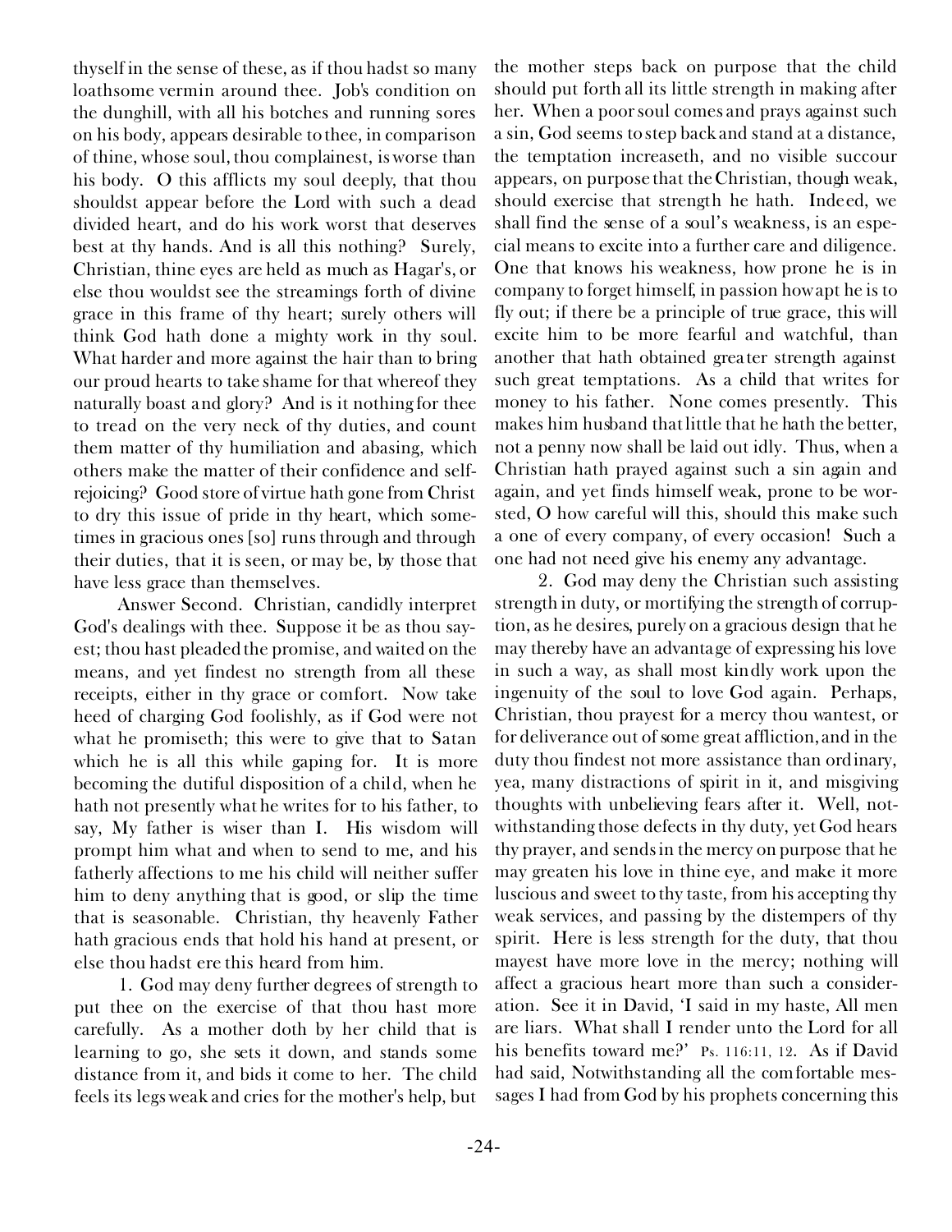thyself in the sense of these, as if thou hadst so many loathsome vermin around thee. Job's condition on the dunghill, with all his botches and running sores on his body, appears desirable to thee, in comparison of thine, whose soul, thou complainest, is worse than his body. O this afflicts my soul deeply, that thou shouldst appear before the Lord with such a dead divided heart, and do his work worst that deserves best at thy hands. And is all this nothing? Surely, Christian, thine eyes are held as much as Hagar's, or else thou wouldst see the streamings forth of divine grace in this frame of thy heart; surely others will think God hath done a mighty work in thy soul. What harder and more against the hair than to bring our proud hearts to take shame for that whereof they naturally boast and glory? And is it nothing for thee to tread on the very neck of thy duties, and count them matter of thy humiliation and abasing, which others make the matter of their confidence and self-rejoicing? Good store of virtue hath gone from Christ to dry this issue of pride in thy heart, which sometimes in gracious ones [so] runs through and through their duties, that it is seen, or may be, by those that have less grace than themselves.

Answer Second. Christian, candidly interpret God's dealings with thee. Suppose it be as thou sayest; thou hast pleaded the promise, and waited on the means, and yet findest no strength from all these receipts, either in thy grace or comfort. Now take heed of charging God foolishly, as if God were not what he promiseth; this were to give that to Satan which he is all this while gaping for. It is more becoming the dutiful disposition of a child, when he hath not presently what he writes for to his father, to say, My father is wiser than I. His wisdom will prompt him what and when to send to me, and his fatherly affections to me his child will neither suffer him to deny anything that is good, or slip the time that is seasonable. Christian, thy heavenly Father hath gracious ends that hold his hand at present, or else thou hadst ere this heard from him.

1. God may deny further degrees of strength to put thee on the exercise of that thou hast more carefully. As a mother doth by her child that is learning to go, she sets it down, and stands some distance from it, and bids it come to her. The child feels its legs weak and cries for the mother's help, but the mother steps back on purpose that the child should put forth all its little strength in making after her. When a poor soul comes and prays against such a sin, God seems to step back and stand at a distance, the temptation increaseth, and no visible succour appears, on purpose that the Christian, though weak, should exercise that strength he hath. Indeed, we shall find the sense of a soul's weakness, is an especial means to excite into a further care and diligence. One that knows his weakness, how prone he is in company to forget himself, in passion how apt he is to fly out; if there be a principle of true grace, this will excite him to be more fearful and watchful, than another that hath obtained greater strength against such great temptations. As a child that writes for money to his father. None comes presently. This makes him husband that little that he hath the better, not a penny now shall be laid out idly. Thus, when a Christian hath prayed against such a sin again and again, and yet finds himself weak, prone to be worsted, O how careful will this, should this make such a one of every company, of every occasion! Such a one had not need give his enemy any advantage.

2. God may deny the Christian such assisting strength in duty, or mortifying the strength of corruption, as he desires, purely on a gracious design that he may thereby have an advantage of expressing his love in such a way, as shall most kindly work upon the ingenuity of the soul to love God again. Perhaps, Christian, thou prayest for a mercy thou wantest, or for deliverance out of some great affliction, and in the duty thou findest not more assistance than ordinary, yea, many distractions of spirit in it, and misgiving thoughts with unbelieving fears after it. Well, notwithstanding those defects in thy duty, yet God hears thy prayer, and sends in the mercy on purpose that he may greaten his love in thine eye, and make it more luscious and sweet to thy taste, from his accepting thy weak services, and passing by the distempers of thy spirit. Here is less strength for the duty, that thou mayest have more love in the mercy; nothing will affect a gracious heart more than such a consideration. See it in David, 'I said in my haste, All men are liars. What shall I render unto the Lord for all his benefits toward me?' Ps. 116:11, 12. As if David had said, Notwithstanding all the comfortable messages I had from God by his prophets concerning this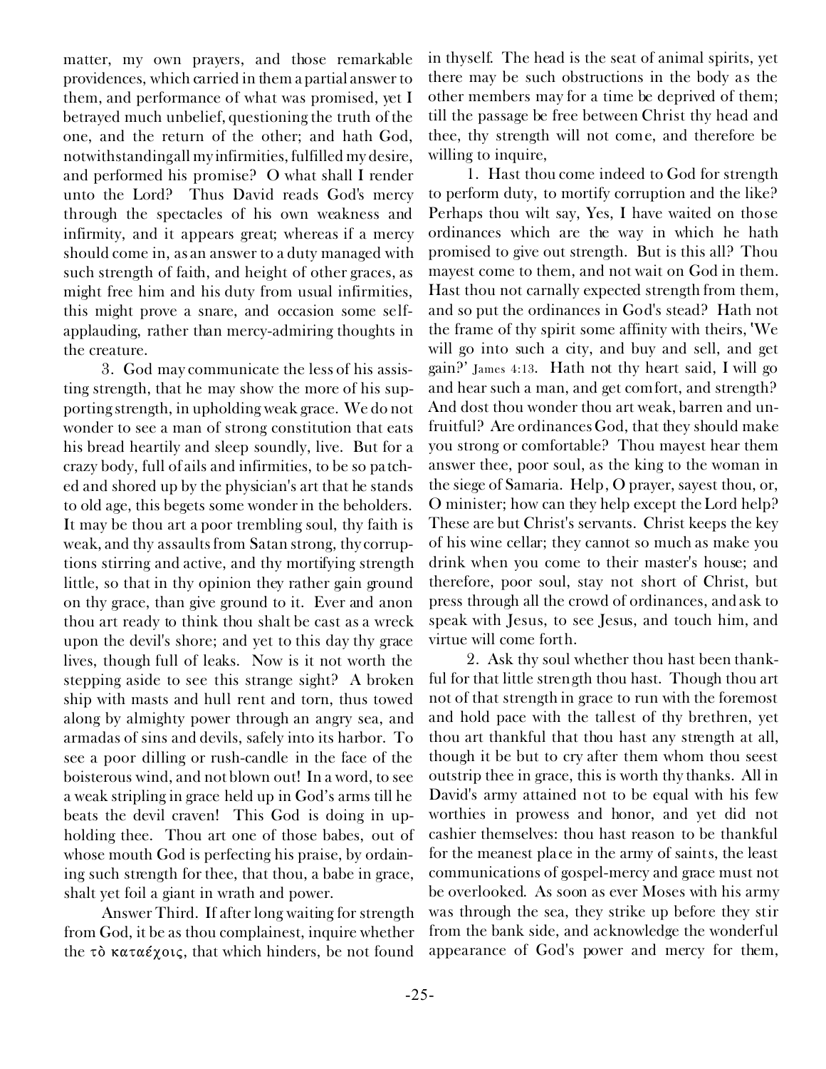matter, my own prayers, and those remarkable providences, which carried in them a partial answer to them, and performance of what was promised, yet I betrayed much unbelief, questioning the truth of the one, and the return of the other; and hath God, notwithstanding all my infirmities, fulfilled my desire, and performed his promise? O what shall I render unto the Lord? Thus David reads God's mercy through the spectacles of his own weakness and infirmity, and it appears great; whereas if a mercy should come in, as an answer to a duty managed with such strength of faith, and height of other graces, as might free him and his duty from usual infirmities, this might prove a snare, and occasion some self-applauding, rather than mercy-admiring thoughts in the creature.

3. God may communicate the less of his assisting strength, that he may show the more of his supporting strength, in upholding weak grace. We do not wonder to see a man of strong constitution that eats his bread heartily and sleep soundly, live. But for a crazy body, full of ails and infirmities, to be so patched and shored up by the physician's art that he stands to old age, this begets some wonder in the beholders. It may be thou art a poor trembling soul, thy faith is weak, and thy assaults from Satan strong, thy corruptions stirring and active, and thy mortifying strength little, so that in thy opinion they rather gain ground on thy grace, than give ground to it. Ever and anon thou art ready to think thou shalt be cast as a wreck upon the devil's shore; and yet to this day thy grace lives, though full of leaks. Now is it not worth the stepping aside to see this strange sight? A broken ship with masts and hull rent and torn, thus towed along by almighty power through an angry sea, and armadas of sins and devils, safely into its harbor. To see a poor dilling or rush-candle in the face of the boisterous wind, and not blown out! In a word, to see a weak stripling in grace held up in God's arms till he beats the devil craven! This God is doing in upholding thee. Thou art one of those babes, out of whose mouth God is perfecting his praise, by ordaining such strength for thee, that thou, a babe in grace, shalt yet foil a giant in wrath and power.

Answer Third. If after long waiting for strength from God, it be as thou complainest, inquire whether the τὸ καταέχοις, that which hinders, be not found in thyself. The head is the seat of animal spirits, yet there may be such obstructions in the body as the other members may for a time be deprived of them; till the passage be free between Christ thy head and thee, thy strength will not come, and therefore be willing to inquire,

1. Hast thou come indeed to God for strength to perform duty, to mortify corruption and the like? Perhaps thou wilt say, Yes, I have waited on those ordinances which are the way in which he hath promised to give out strength. But is this all? Thou mayest come to them, and not wait on God in them. Hast thou not carnally expected strength from them, and so put the ordinances in God's stead? Hath not the frame of thy spirit some affinity with theirs, 'We will go into such a city, and buy and sell, and get gain?' James 4:13. Hath not thy heart said, I will go and hear such a man, and get comfort, and strength? And dost thou wonder thou art weak, barren and unfruitful? Are ordinances God, that they should make you strong or comfortable? Thou mayest hear them answer thee, poor soul, as the king to the woman in the siege of Samaria. Help, O prayer, sayest thou, or, O minister; how can they help except the Lord help? These are but Christ's servants. Christ keeps the key of his wine cellar; they cannot so much as make you drink when you come to their master's house; and therefore, poor soul, stay not short of Christ, but press through all the crowd of ordinances, and ask to speak with Jesus, to see Jesus, and touch him, and virtue will come forth.

2. Ask thy soul whether thou hast been thankful for that little strength thou hast. Though thou art not of that strength in grace to run with the foremost and hold pace with the tallest of thy brethren, yet thou art thankful that thou hast any strength at all, though it be but to cry after them whom thou seest outstrip thee in grace, this is worth thy thanks. All in David's army attained not to be equal with his few worthies in prowess and honor, and yet did not cashier themselves: thou hast reason to be thankful for the meanest place in the army of saints, the least communications of gospel-mercy and grace must not be overlooked. As soon as ever Moses with his army was through the sea, they strike up before they stir from the bank side, and acknowledge the wonderful appearance of God's power and mercy for them,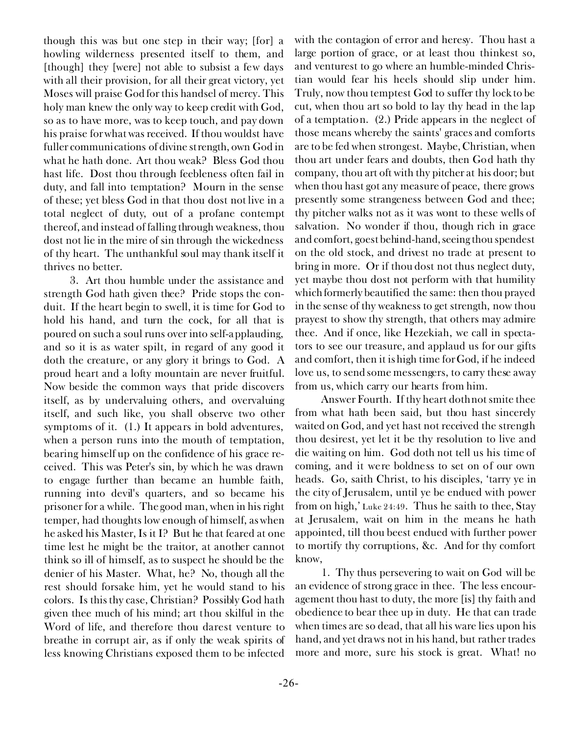though this was but one step in their way; [for] a howling wilderness presented itself to them, and [though] they [were] not able to subsist a few days with all their provision, for all their great victory, yet Moses will praise God for this handsel of mercy. This holy man knew the only way to keep credit with God, so as to have more, was to keep touch, and pay down his praise for what was received. If thou wouldst have fuller communications of divine strength, own God in what he hath done. Art thou weak? Bless God thou hast life. Dost thou through feebleness often fail in duty, and fall into temptation? Mourn in the sense of these; yet bless God in that thou dost not live in a total neglect of duty, out of a profane contempt thereof, and instead of falling through weakness, thou dost not lie in the mire of sin through the wickedness of thy heart. The unthankful soul may thank itself it thrives no better.

3. Art thou humble under the assistance and strength God hath given thee? Pride stops the conduit. If the heart begin to swell, it is time for God to hold his hand, and turn the cock, for all that is poured on such a soul runs over into self-applauding, and so it is as water spilt, in regard of any good it doth the creature, or any glory it brings to God. A proud heart and a lofty mountain are never fruitful. Now beside the common ways that pride discovers itself, as by undervaluing others, and overvaluing itself, and such like, you shall observe two other symptoms of it. (1.) It appears in bold adventures, when a person runs into the mouth of temptation, bearing himself up on the confidence of his grace received. This was Peter's sin, by which he was drawn to engage further than became an humble faith, running into devil's quarters, and so became his prisoner for a while. The good man, when in his right temper, had thoughts low enough of himself, as when he asked his Master, Is it I? But he that feared at one time lest he might be the traitor, at another cannot think so ill of himself, as to suspect he should be the denier of his Master. What, he? No, though all the rest should forsake him, yet he would stand to his colors. Is this thy case, Christian? Possibly God hath given thee much of his mind; art thou skilful in the Word of life, and therefore thou darest venture to breathe in corrupt air, as if only the weak spirits of less knowing Christians exposed them to be infected with the contagion of error and heresy. Thou hast a large portion of grace, or at least thou thinkest so, and venturest to go where an humble-minded Christian would fear his heels should slip under him. Truly, now thou temptest God to suffer thy lock to be cut, when thou art so bold to lay thy head in the lap of a temptation. (2.) Pride appears in the neglect of those means whereby the saints' graces and comforts are to be fed when strongest. Maybe, Christian, when thou art under fears and doubts, then God hath thy company, thou art oft with thy pitcher at his door; but when thou hast got any measure of peace, there grows presently some strangeness between God and thee; thy pitcher walks not as it was wont to these wells of salvation. No wonder if thou, though rich in grace and comfort, goest behind-hand, seeing thou spendest on the old stock, and drivest no trade at present to bring in more. Or if thou dost not thus neglect duty, yet maybe thou dost not perform with that humility which formerly beautified the same: then thou prayed in the sense of thy weakness to get strength, now thou prayest to show thy strength, that others may admire thee. And if once, like Hezekiah, we call in spectators to see our treasure, and applaud us for our gifts and comfort, then it is high time for God, if he indeed love us, to send some messengers, to carry these away from us, which carry our hearts from him.

Answer Fourth. If thy heart doth not smite thee from what hath been said, but thou hast sincerely waited on God, and yet hast not received the strength thou desirest, yet let it be thy resolution to live and die waiting on him. God doth not tell us his time of coming, and it were boldness to set on of our own heads. Go, saith Christ, to his disciples, 'tarry ye in the city of Jerusalem, until ye be endued with power from on high,' Luke 24:49. Thus he saith to thee, Stay at Jerusalem, wait on him in the means he hath appointed, till thou beest endued with further power to mortify thy corruptions, &c. And for thy comfort know,

1. Thy thus persevering to wait on God will be an evidence of strong grace in thee. The less encouragement thou hast to duty, the more [is] thy faith and obedience to bear thee up in duty. He that can trade when times are so dead, that all his ware lies upon his hand, and yet draws not in his hand, but rather trades more and more, sure his stock is great. What! no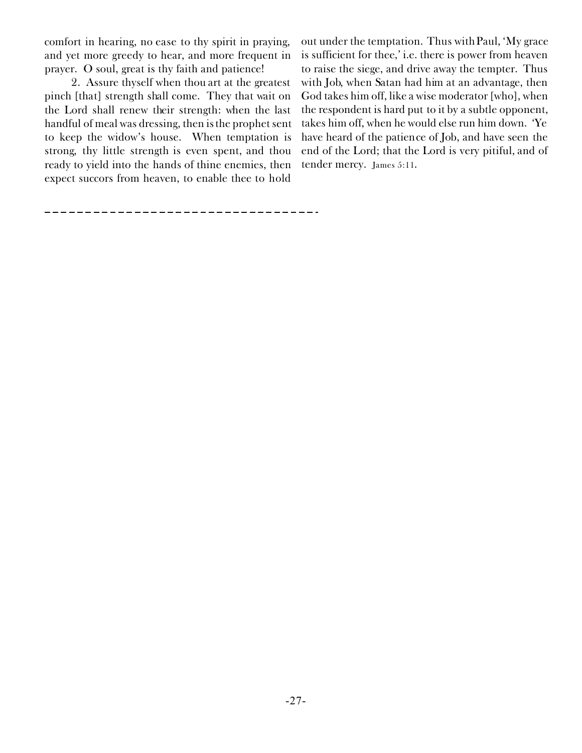comfort in hearing, no ease to thy spirit in praying, and yet more greedy to hear, and more frequent in prayer. O soul, great is thy faith and patience!

2. Assure thyself when thou art at the greatest pinch [that] strength shall come. They that wait on the Lord shall renew their strength: when the last handful of meal was dressing, then is the prophet sent to keep the widow's house. When temptation is strong, thy little strength is even spent, and thou ready to yield into the hands of thine enemies, then expect succors from heaven, to enable thee to hold out under the temptation. Thus with Paul, 'My grace is sufficient for thee,' i.e. there is power from heaven to raise the siege, and drive away the tempter. Thus with Job, when Satan had him at an advantage, then God takes him off, like a wise moderator [who], when the respondent is hard put to it by a subtle opponent, takes him off, when he would else run him down. 'Ye have heard of the patience of Job, and have seen the end of the Lord; that the Lord is very pitiful, and of tender mercy. James 5:11.

---